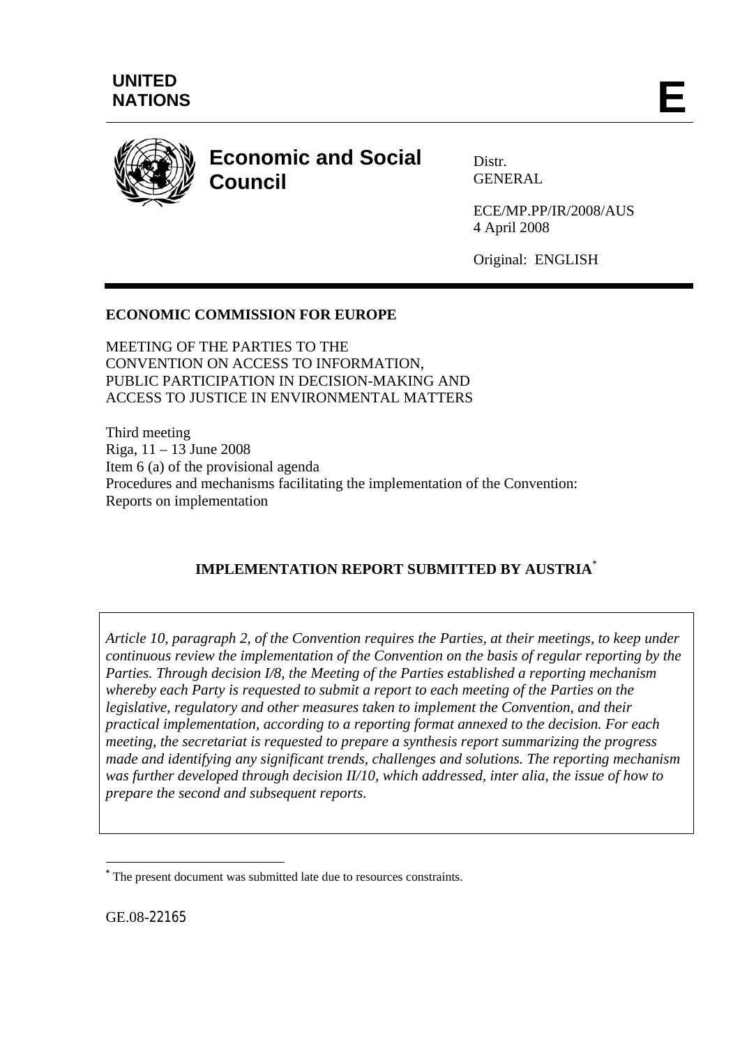**UNITED NATIONS**

**E**

# Economic and Social Council

Distr.
GENERAL

ECE/MP.PP/IR/2008/AUS
4 April 2008

Original: ENGLISH

---

**ECONOMIC COMMISSION FOR EUROPE**

MEETING OF THE PARTIES TO THE
CONVENTION ON ACCESS TO INFORMATION,
PUBLIC PARTICIPATION IN DECISION-MAKING AND
ACCESS TO JUSTICE IN ENVIRONMENTAL MATTERS

Third meeting
Riga, 11 – 13 June 2008
Item 6 (a) of the provisional agenda
Procedures and mechanisms facilitating the implementation of the Convention:
Reports on implementation

## IMPLEMENTATION REPORT SUBMITTED BY AUSTRIA*

*Article 10, paragraph 2, of the Convention requires the Parties, at their meetings, to keep under continuous review the implementation of the Convention on the basis of regular reporting by the Parties. Through decision I/8, the Meeting of the Parties established a reporting mechanism whereby each Party is requested to submit a report to each meeting of the Parties on the legislative, regulatory and other measures taken to implement the Convention, and their practical implementation, according to a reporting format annexed to the decision. For each meeting, the secretariat is requested to prepare a synthesis report summarizing the progress made and identifying any significant trends, challenges and solutions. The reporting mechanism was further developed through decision II/10, which addressed, inter alia, the issue of how to prepare the second and subsequent reports.*

---

\* The present document was submitted late due to resources constraints.

GE.08-22165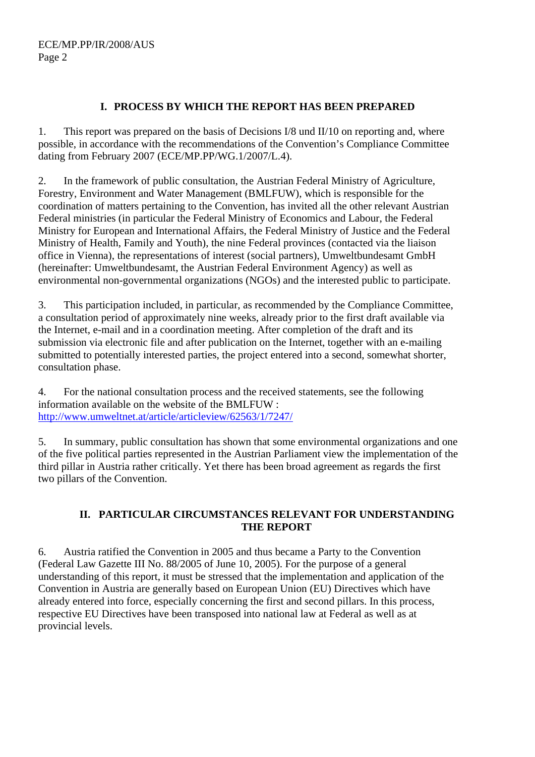## I. PROCESS BY WHICH THE REPORT HAS BEEN PREPARED

1. This report was prepared on the basis of Decisions I/8 und II/10 on reporting and, where possible, in accordance with the recommendations of the Convention's Compliance Committee dating from February 2007 (ECE/MP.PP/WG.1/2007/L.4).

2. In the framework of public consultation, the Austrian Federal Ministry of Agriculture, Forestry, Environment and Water Management (BMLFUW), which is responsible for the coordination of matters pertaining to the Convention, has invited all the other relevant Austrian Federal ministries (in particular the Federal Ministry of Economics and Labour, the Federal Ministry for European and International Affairs, the Federal Ministry of Justice and the Federal Ministry of Health, Family and Youth), the nine Federal provinces (contacted via the liaison office in Vienna), the representations of interest (social partners), Umweltbundesamt GmbH (hereinafter: Umweltbundesamt, the Austrian Federal Environment Agency) as well as environmental non-governmental organizations (NGOs) and the interested public to participate.

3. This participation included, in particular, as recommended by the Compliance Committee, a consultation period of approximately nine weeks, already prior to the first draft available via the Internet, e-mail and in a coordination meeting. After completion of the draft and its submission via electronic file and after publication on the Internet, together with an e-mailing submitted to potentially interested parties, the project entered into a second, somewhat shorter, consultation phase.

4. For the national consultation process and the received statements, see the following information available on the website of the BMLFUW : http://www.umweltnet.at/article/articleview/62563/1/7247/

5. In summary, public consultation has shown that some environmental organizations and one of the five political parties represented in the Austrian Parliament view the implementation of the third pillar in Austria rather critically. Yet there has been broad agreement as regards the first two pillars of the Convention.

## II. PARTICULAR CIRCUMSTANCES RELEVANT FOR UNDERSTANDING THE REPORT

6. Austria ratified the Convention in 2005 and thus became a Party to the Convention (Federal Law Gazette III No. 88/2005 of June 10, 2005). For the purpose of a general understanding of this report, it must be stressed that the implementation and application of the Convention in Austria are generally based on European Union (EU) Directives which have already entered into force, especially concerning the first and second pillars. In this process, respective EU Directives have been transposed into national law at Federal as well as at provincial levels.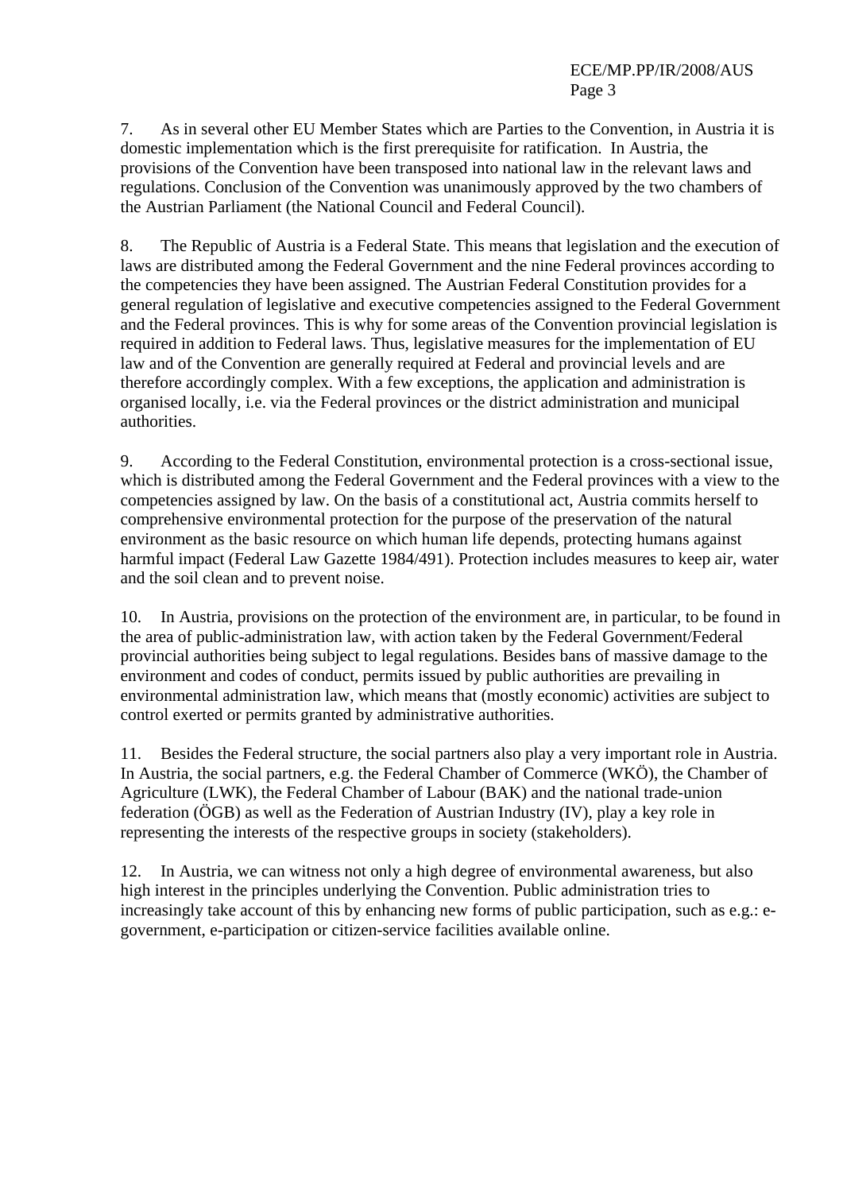7. As in several other EU Member States which are Parties to the Convention, in Austria it is domestic implementation which is the first prerequisite for ratification. In Austria, the provisions of the Convention have been transposed into national law in the relevant laws and regulations. Conclusion of the Convention was unanimously approved by the two chambers of the Austrian Parliament (the National Council and Federal Council).

8. The Republic of Austria is a Federal State. This means that legislation and the execution of laws are distributed among the Federal Government and the nine Federal provinces according to the competencies they have been assigned. The Austrian Federal Constitution provides for a general regulation of legislative and executive competencies assigned to the Federal Government and the Federal provinces. This is why for some areas of the Convention provincial legislation is required in addition to Federal laws. Thus, legislative measures for the implementation of EU law and of the Convention are generally required at Federal and provincial levels and are therefore accordingly complex. With a few exceptions, the application and administration is organised locally, i.e. via the Federal provinces or the district administration and municipal authorities.

9. According to the Federal Constitution, environmental protection is a cross-sectional issue, which is distributed among the Federal Government and the Federal provinces with a view to the competencies assigned by law. On the basis of a constitutional act, Austria commits herself to comprehensive environmental protection for the purpose of the preservation of the natural environment as the basic resource on which human life depends, protecting humans against harmful impact (Federal Law Gazette 1984/491). Protection includes measures to keep air, water and the soil clean and to prevent noise.

10. In Austria, provisions on the protection of the environment are, in particular, to be found in the area of public-administration law, with action taken by the Federal Government/Federal provincial authorities being subject to legal regulations. Besides bans of massive damage to the environment and codes of conduct, permits issued by public authorities are prevailing in environmental administration law, which means that (mostly economic) activities are subject to control exerted or permits granted by administrative authorities.

11. Besides the Federal structure, the social partners also play a very important role in Austria. In Austria, the social partners, e.g. the Federal Chamber of Commerce (WKÖ), the Chamber of Agriculture (LWK), the Federal Chamber of Labour (BAK) and the national trade-union federation (ÖGB) as well as the Federation of Austrian Industry (IV), play a key role in representing the interests of the respective groups in society (stakeholders).

12. In Austria, we can witness not only a high degree of environmental awareness, but also high interest in the principles underlying the Convention. Public administration tries to increasingly take account of this by enhancing new forms of public participation, such as e.g.: e-government, e-participation or citizen-service facilities available online.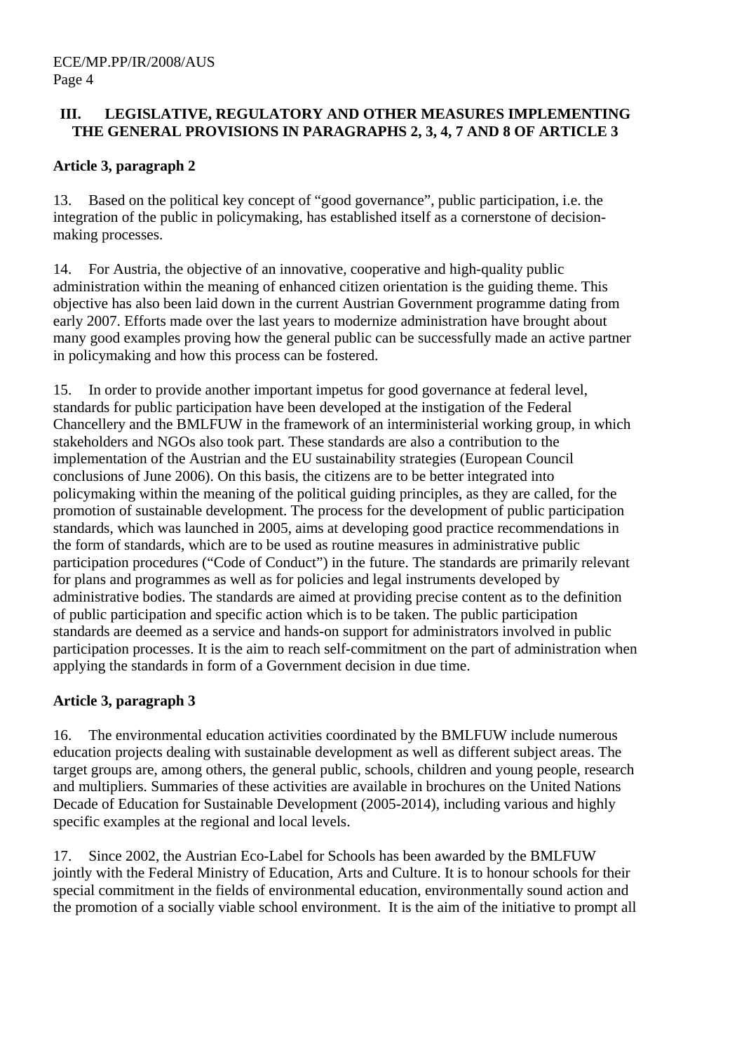## III. LEGISLATIVE, REGULATORY AND OTHER MEASURES IMPLEMENTING THE GENERAL PROVISIONS IN PARAGRAPHS 2, 3, 4, 7 AND 8 OF ARTICLE 3

**Article 3, paragraph 2**

13. Based on the political key concept of "good governance", public participation, i.e. the integration of the public in policymaking, has established itself as a cornerstone of decision-making processes.

14. For Austria, the objective of an innovative, cooperative and high-quality public administration within the meaning of enhanced citizen orientation is the guiding theme. This objective has also been laid down in the current Austrian Government programme dating from early 2007. Efforts made over the last years to modernize administration have brought about many good examples proving how the general public can be successfully made an active partner in policymaking and how this process can be fostered.

15. In order to provide another important impetus for good governance at federal level, standards for public participation have been developed at the instigation of the Federal Chancellery and the BMLFUW in the framework of an interministerial working group, in which stakeholders and NGOs also took part. These standards are also a contribution to the implementation of the Austrian and the EU sustainability strategies (European Council conclusions of June 2006). On this basis, the citizens are to be better integrated into policymaking within the meaning of the political guiding principles, as they are called, for the promotion of sustainable development. The process for the development of public participation standards, which was launched in 2005, aims at developing good practice recommendations in the form of standards, which are to be used as routine measures in administrative public participation procedures ("Code of Conduct") in the future. The standards are primarily relevant for plans and programmes as well as for policies and legal instruments developed by administrative bodies. The standards are aimed at providing precise content as to the definition of public participation and specific action which is to be taken. The public participation standards are deemed as a service and hands-on support for administrators involved in public participation processes. It is the aim to reach self-commitment on the part of administration when applying the standards in form of a Government decision in due time.

**Article 3, paragraph 3**

16. The environmental education activities coordinated by the BMLFUW include numerous education projects dealing with sustainable development as well as different subject areas. The target groups are, among others, the general public, schools, children and young people, research and multipliers. Summaries of these activities are available in brochures on the United Nations Decade of Education for Sustainable Development (2005-2014), including various and highly specific examples at the regional and local levels.

17. Since 2002, the Austrian Eco-Label for Schools has been awarded by the BMLFUW jointly with the Federal Ministry of Education, Arts and Culture. It is to honour schools for their special commitment in the fields of environmental education, environmentally sound action and the promotion of a socially viable school environment. It is the aim of the initiative to prompt all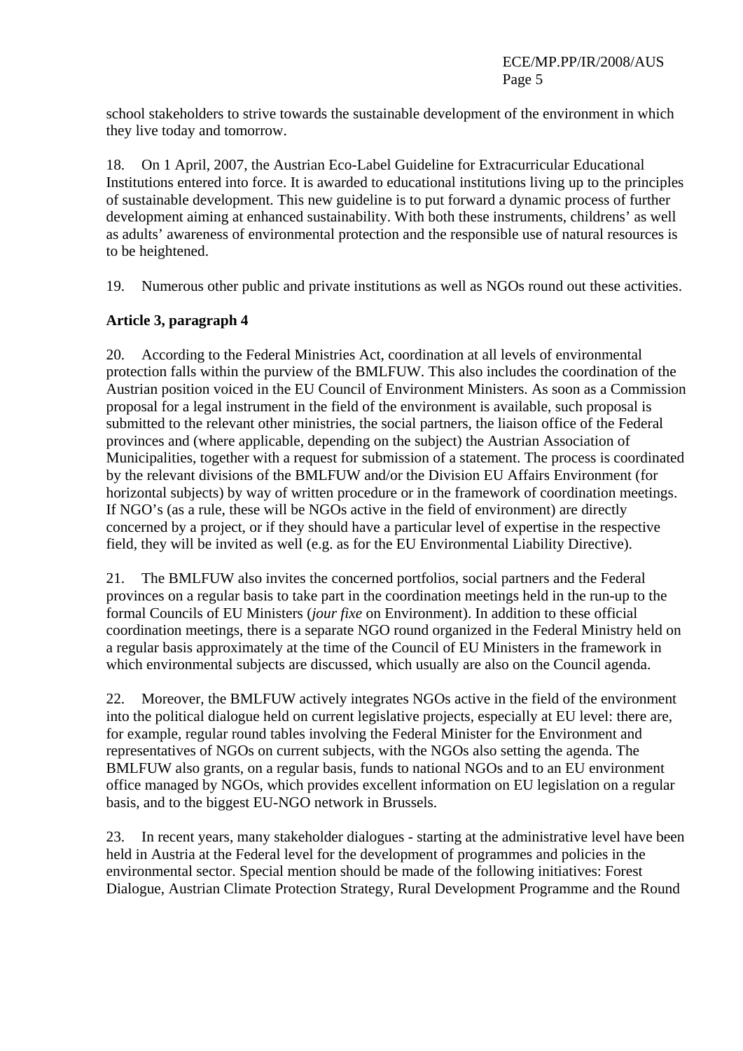school stakeholders to strive towards the sustainable development of the environment in which they live today and tomorrow.

18. On 1 April, 2007, the Austrian Eco-Label Guideline for Extracurricular Educational Institutions entered into force. It is awarded to educational institutions living up to the principles of sustainable development. This new guideline is to put forward a dynamic process of further development aiming at enhanced sustainability. With both these instruments, childrens' as well as adults' awareness of environmental protection and the responsible use of natural resources is to be heightened.

19. Numerous other public and private institutions as well as NGOs round out these activities.

**Article 3, paragraph 4**

20. According to the Federal Ministries Act, coordination at all levels of environmental protection falls within the purview of the BMLFUW. This also includes the coordination of the Austrian position voiced in the EU Council of Environment Ministers. As soon as a Commission proposal for a legal instrument in the field of the environment is available, such proposal is submitted to the relevant other ministries, the social partners, the liaison office of the Federal provinces and (where applicable, depending on the subject) the Austrian Association of Municipalities, together with a request for submission of a statement. The process is coordinated by the relevant divisions of the BMLFUW and/or the Division EU Affairs Environment (for horizontal subjects) by way of written procedure or in the framework of coordination meetings. If NGO's (as a rule, these will be NGOs active in the field of environment) are directly concerned by a project, or if they should have a particular level of expertise in the respective field, they will be invited as well (e.g. as for the EU Environmental Liability Directive).

21. The BMLFUW also invites the concerned portfolios, social partners and the Federal provinces on a regular basis to take part in the coordination meetings held in the run-up to the formal Councils of EU Ministers (*jour fixe* on Environment). In addition to these official coordination meetings, there is a separate NGO round organized in the Federal Ministry held on a regular basis approximately at the time of the Council of EU Ministers in the framework in which environmental subjects are discussed, which usually are also on the Council agenda.

22. Moreover, the BMLFUW actively integrates NGOs active in the field of the environment into the political dialogue held on current legislative projects, especially at EU level: there are, for example, regular round tables involving the Federal Minister for the Environment and representatives of NGOs on current subjects, with the NGOs also setting the agenda. The BMLFUW also grants, on a regular basis, funds to national NGOs and to an EU environment office managed by NGOs, which provides excellent information on EU legislation on a regular basis, and to the biggest EU-NGO network in Brussels.

23. In recent years, many stakeholder dialogues - starting at the administrative level have been held in Austria at the Federal level for the development of programmes and policies in the environmental sector. Special mention should be made of the following initiatives: Forest Dialogue, Austrian Climate Protection Strategy, Rural Development Programme and the Round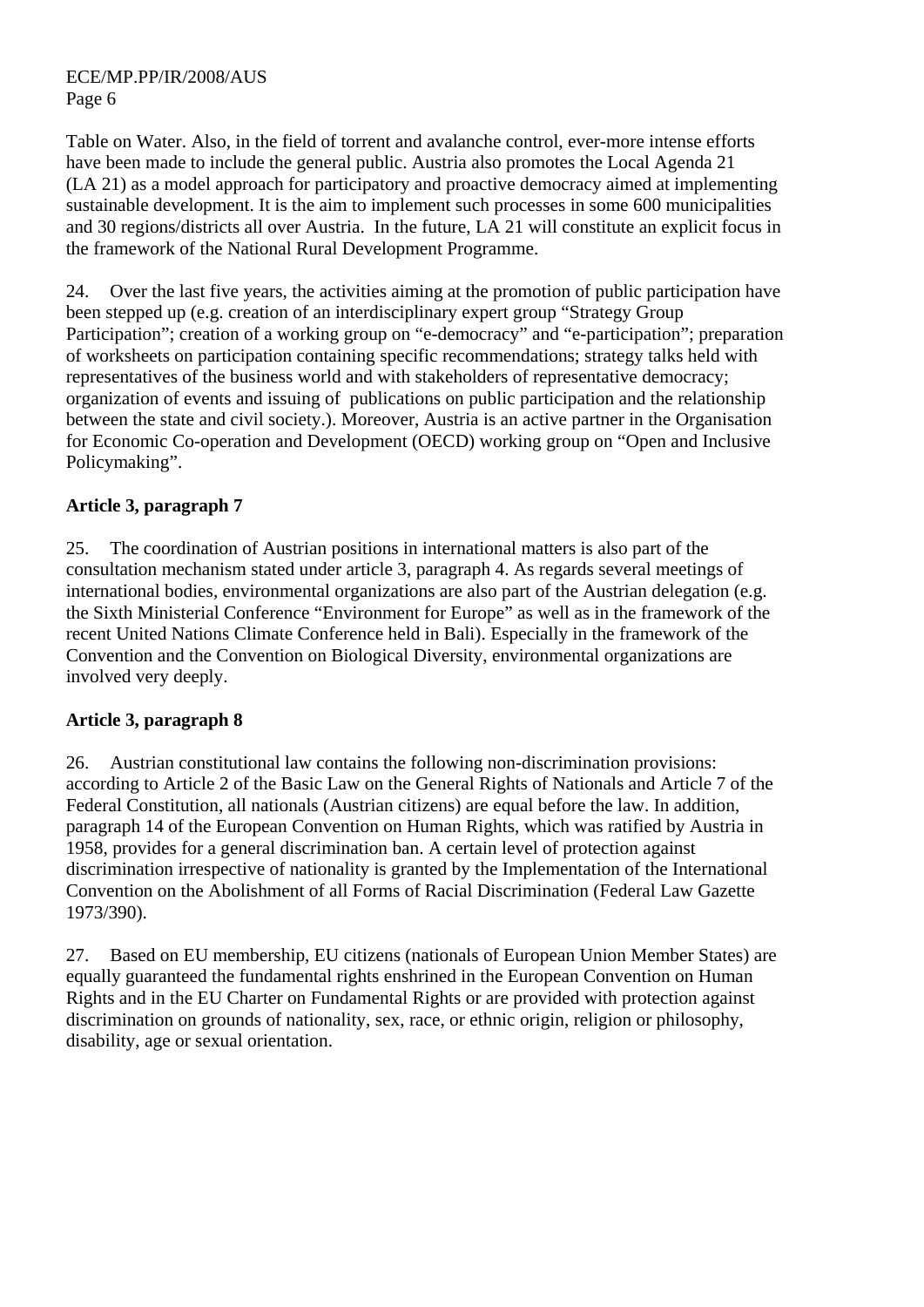Table on Water. Also, in the field of torrent and avalanche control, ever-more intense efforts have been made to include the general public. Austria also promotes the Local Agenda 21 (LA 21) as a model approach for participatory and proactive democracy aimed at implementing sustainable development. It is the aim to implement such processes in some 600 municipalities and 30 regions/districts all over Austria. In the future, LA 21 will constitute an explicit focus in the framework of the National Rural Development Programme.

24. Over the last five years, the activities aiming at the promotion of public participation have been stepped up (e.g. creation of an interdisciplinary expert group "Strategy Group Participation"; creation of a working group on "e-democracy" and "e-participation"; preparation of worksheets on participation containing specific recommendations; strategy talks held with representatives of the business world and with stakeholders of representative democracy; organization of events and issuing of publications on public participation and the relationship between the state and civil society.). Moreover, Austria is an active partner in the Organisation for Economic Co-operation and Development (OECD) working group on "Open and Inclusive Policymaking".

**Article 3, paragraph 7**

25. The coordination of Austrian positions in international matters is also part of the consultation mechanism stated under article 3, paragraph 4. As regards several meetings of international bodies, environmental organizations are also part of the Austrian delegation (e.g. the Sixth Ministerial Conference "Environment for Europe" as well as in the framework of the recent United Nations Climate Conference held in Bali). Especially in the framework of the Convention and the Convention on Biological Diversity, environmental organizations are involved very deeply.

**Article 3, paragraph 8**

26. Austrian constitutional law contains the following non-discrimination provisions: according to Article 2 of the Basic Law on the General Rights of Nationals and Article 7 of the Federal Constitution, all nationals (Austrian citizens) are equal before the law. In addition, paragraph 14 of the European Convention on Human Rights, which was ratified by Austria in 1958, provides for a general discrimination ban. A certain level of protection against discrimination irrespective of nationality is granted by the Implementation of the International Convention on the Abolishment of all Forms of Racial Discrimination (Federal Law Gazette 1973/390).

27. Based on EU membership, EU citizens (nationals of European Union Member States) are equally guaranteed the fundamental rights enshrined in the European Convention on Human Rights and in the EU Charter on Fundamental Rights or are provided with protection against discrimination on grounds of nationality, sex, race, or ethnic origin, religion or philosophy, disability, age or sexual orientation.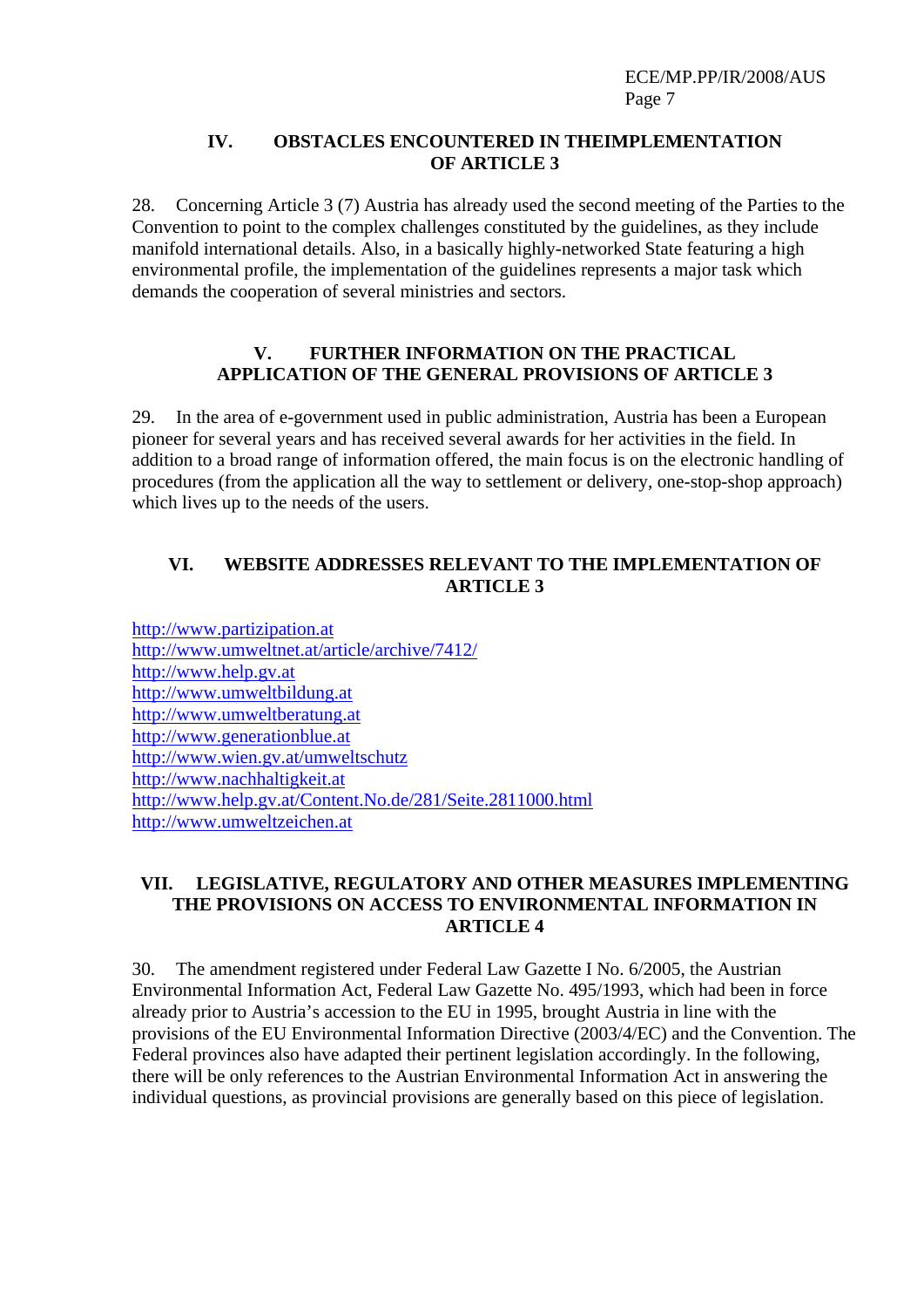## IV. OBSTACLES ENCOUNTERED IN THEIMPLEMENTATION OF ARTICLE 3

28. Concerning Article 3 (7) Austria has already used the second meeting of the Parties to the Convention to point to the complex challenges constituted by the guidelines, as they include manifold international details. Also, in a basically highly-networked State featuring a high environmental profile, the implementation of the guidelines represents a major task which demands the cooperation of several ministries and sectors.

## V. FURTHER INFORMATION ON THE PRACTICAL APPLICATION OF THE GENERAL PROVISIONS OF ARTICLE 3

29. In the area of e-government used in public administration, Austria has been a European pioneer for several years and has received several awards for her activities in the field. In addition to a broad range of information offered, the main focus is on the electronic handling of procedures (from the application all the way to settlement or delivery, one-stop-shop approach) which lives up to the needs of the users.

## VI. WEBSITE ADDRESSES RELEVANT TO THE IMPLEMENTATION OF ARTICLE 3

http://www.partizipation.at
http://www.umweltnet.at/article/archive/7412/
http://www.help.gv.at
http://www.umweltbildung.at
http://www.umweltberatung.at
http://www.generationblue.at
http://www.wien.gv.at/umweltschutz
http://www.nachhaltigkeit.at
http://www.help.gv.at/Content.No.de/281/Seite.2811000.html
http://www.umweltzeichen.at

## VII. LEGISLATIVE, REGULATORY AND OTHER MEASURES IMPLEMENTING THE PROVISIONS ON ACCESS TO ENVIRONMENTAL INFORMATION IN ARTICLE 4

30. The amendment registered under Federal Law Gazette I No. 6/2005, the Austrian Environmental Information Act, Federal Law Gazette No. 495/1993, which had been in force already prior to Austria's accession to the EU in 1995, brought Austria in line with the provisions of the EU Environmental Information Directive (2003/4/EC) and the Convention. The Federal provinces also have adapted their pertinent legislation accordingly. In the following, there will be only references to the Austrian Environmental Information Act in answering the individual questions, as provincial provisions are generally based on this piece of legislation.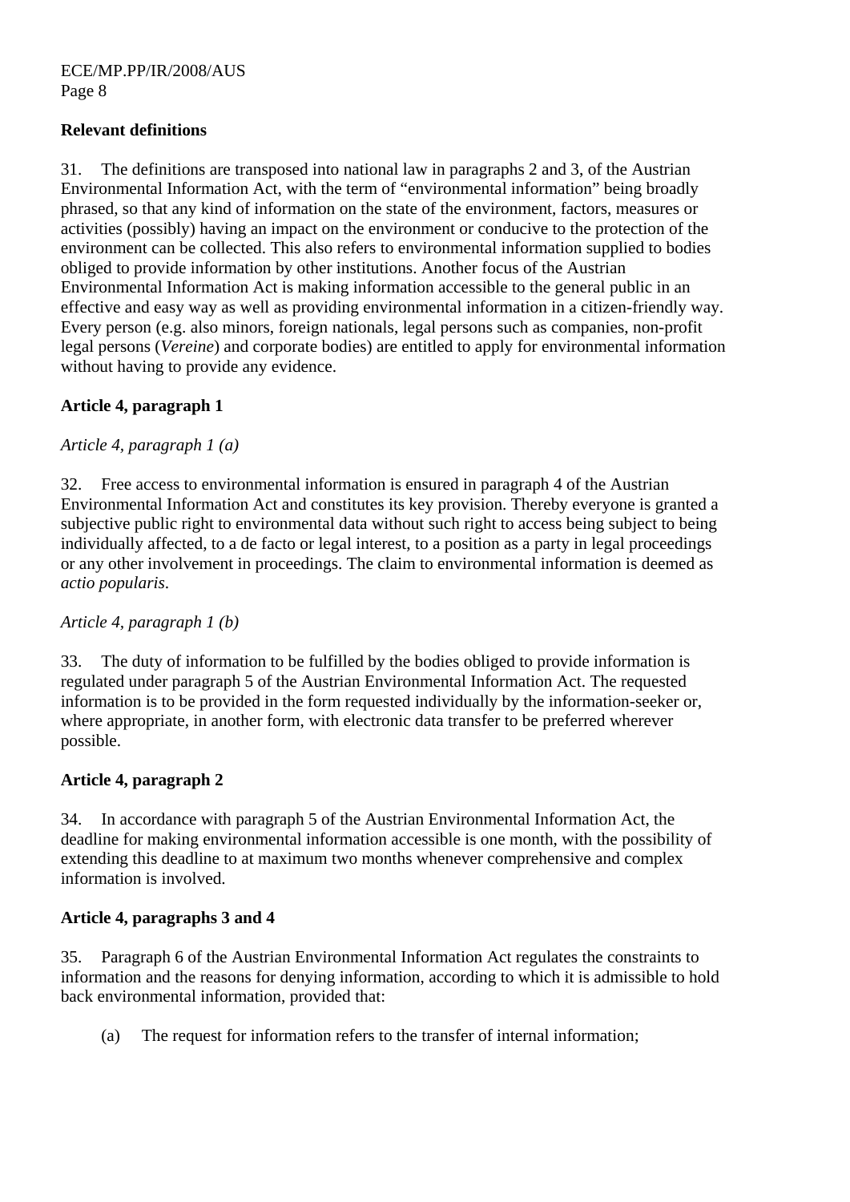**Relevant definitions**

31. The definitions are transposed into national law in paragraphs 2 and 3, of the Austrian Environmental Information Act, with the term of “environmental information” being broadly phrased, so that any kind of information on the state of the environment, factors, measures or activities (possibly) having an impact on the environment or conducive to the protection of the environment can be collected. This also refers to environmental information supplied to bodies obliged to provide information by other institutions. Another focus of the Austrian Environmental Information Act is making information accessible to the general public in an effective and easy way as well as providing environmental information in a citizen-friendly way. Every person (e.g. also minors, foreign nationals, legal persons such as companies, non-profit legal persons (*Vereine*) and corporate bodies) are entitled to apply for environmental information without having to provide any evidence.

**Article 4, paragraph 1**

*Article 4, paragraph 1 (a)*

32. Free access to environmental information is ensured in paragraph 4 of the Austrian Environmental Information Act and constitutes its key provision. Thereby everyone is granted a subjective public right to environmental data without such right to access being subject to being individually affected, to a de facto or legal interest, to a position as a party in legal proceedings or any other involvement in proceedings. The claim to environmental information is deemed as *actio popularis*.

*Article 4, paragraph 1 (b)*

33. The duty of information to be fulfilled by the bodies obliged to provide information is regulated under paragraph 5 of the Austrian Environmental Information Act. The requested information is to be provided in the form requested individually by the information-seeker or, where appropriate, in another form, with electronic data transfer to be preferred wherever possible.

**Article 4, paragraph 2**

34. In accordance with paragraph 5 of the Austrian Environmental Information Act, the deadline for making environmental information accessible is one month, with the possibility of extending this deadline to at maximum two months whenever comprehensive and complex information is involved.

**Article 4, paragraphs 3 and 4**

35. Paragraph 6 of the Austrian Environmental Information Act regulates the constraints to information and the reasons for denying information, according to which it is admissible to hold back environmental information, provided that:

(a) The request for information refers to the transfer of internal information;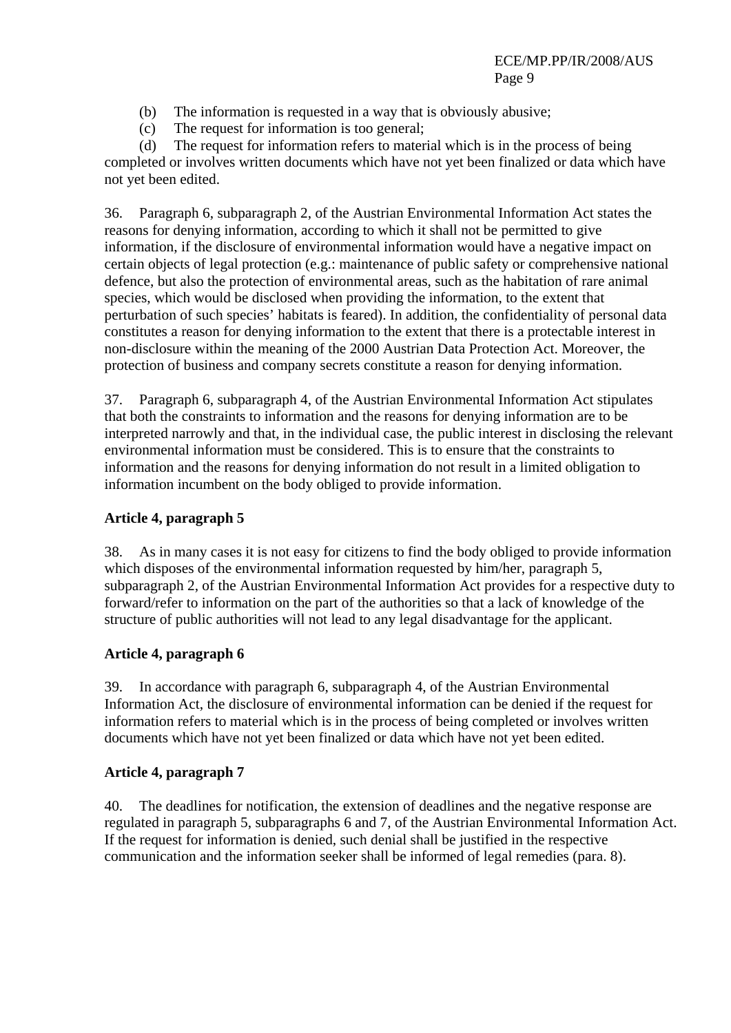(b) The information is requested in a way that is obviously abusive;

(c) The request for information is too general;

(d) The request for information refers to material which is in the process of being completed or involves written documents which have not yet been finalized or data which have not yet been edited.

36. Paragraph 6, subparagraph 2, of the Austrian Environmental Information Act states the reasons for denying information, according to which it shall not be permitted to give information, if the disclosure of environmental information would have a negative impact on certain objects of legal protection (e.g.: maintenance of public safety or comprehensive national defence, but also the protection of environmental areas, such as the habitation of rare animal species, which would be disclosed when providing the information, to the extent that perturbation of such species' habitats is feared). In addition, the confidentiality of personal data constitutes a reason for denying information to the extent that there is a protectable interest in non-disclosure within the meaning of the 2000 Austrian Data Protection Act. Moreover, the protection of business and company secrets constitute a reason for denying information.

37. Paragraph 6, subparagraph 4, of the Austrian Environmental Information Act stipulates that both the constraints to information and the reasons for denying information are to be interpreted narrowly and that, in the individual case, the public interest in disclosing the relevant environmental information must be considered. This is to ensure that the constraints to information and the reasons for denying information do not result in a limited obligation to information incumbent on the body obliged to provide information.

**Article 4, paragraph 5**

38. As in many cases it is not easy for citizens to find the body obliged to provide information which disposes of the environmental information requested by him/her, paragraph 5, subparagraph 2, of the Austrian Environmental Information Act provides for a respective duty to forward/refer to information on the part of the authorities so that a lack of knowledge of the structure of public authorities will not lead to any legal disadvantage for the applicant.

**Article 4, paragraph 6**

39. In accordance with paragraph 6, subparagraph 4, of the Austrian Environmental Information Act, the disclosure of environmental information can be denied if the request for information refers to material which is in the process of being completed or involves written documents which have not yet been finalized or data which have not yet been edited.

**Article 4, paragraph 7**

40. The deadlines for notification, the extension of deadlines and the negative response are regulated in paragraph 5, subparagraphs 6 and 7, of the Austrian Environmental Information Act. If the request for information is denied, such denial shall be justified in the respective communication and the information seeker shall be informed of legal remedies (para. 8).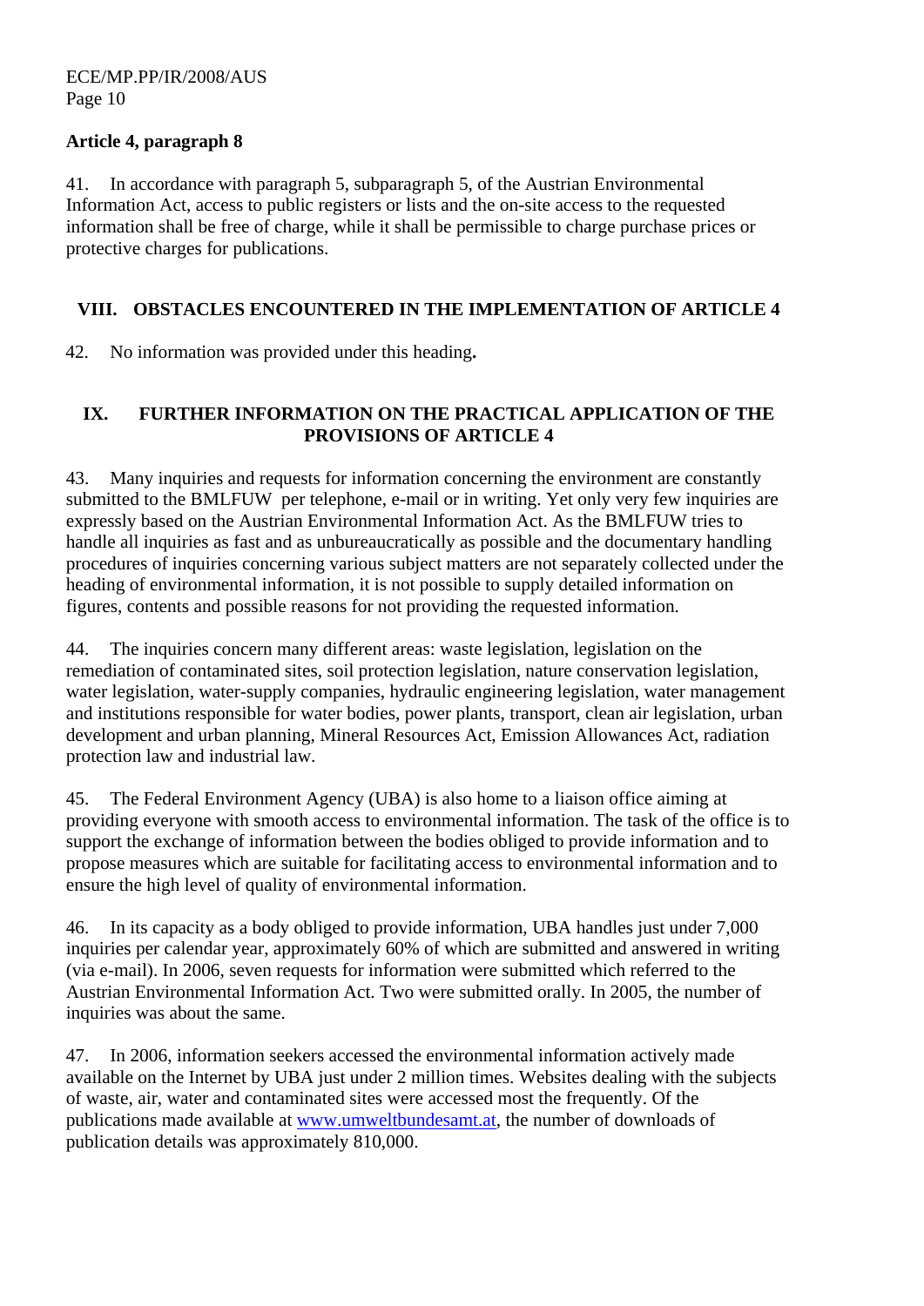### Article 4, paragraph 8

41. In accordance with paragraph 5, subparagraph 5, of the Austrian Environmental Information Act, access to public registers or lists and the on-site access to the requested information shall be free of charge, while it shall be permissible to charge purchase prices or protective charges for publications.

## VIII. OBSTACLES ENCOUNTERED IN THE IMPLEMENTATION OF ARTICLE 4

42. No information was provided under this heading**.**

## IX. FURTHER INFORMATION ON THE PRACTICAL APPLICATION OF THE PROVISIONS OF ARTICLE 4

43. Many inquiries and requests for information concerning the environment are constantly submitted to the BMLFUW per telephone, e-mail or in writing. Yet only very few inquiries are expressly based on the Austrian Environmental Information Act. As the BMLFUW tries to handle all inquiries as fast and as unbureaucratically as possible and the documentary handling procedures of inquiries concerning various subject matters are not separately collected under the heading of environmental information, it is not possible to supply detailed information on figures, contents and possible reasons for not providing the requested information.

44. The inquiries concern many different areas: waste legislation, legislation on the remediation of contaminated sites, soil protection legislation, nature conservation legislation, water legislation, water-supply companies, hydraulic engineering legislation, water management and institutions responsible for water bodies, power plants, transport, clean air legislation, urban development and urban planning, Mineral Resources Act, Emission Allowances Act, radiation protection law and industrial law.

45. The Federal Environment Agency (UBA) is also home to a liaison office aiming at providing everyone with smooth access to environmental information. The task of the office is to support the exchange of information between the bodies obliged to provide information and to propose measures which are suitable for facilitating access to environmental information and to ensure the high level of quality of environmental information.

46. In its capacity as a body obliged to provide information, UBA handles just under 7,000 inquiries per calendar year, approximately 60% of which are submitted and answered in writing (via e-mail). In 2006, seven requests for information were submitted which referred to the Austrian Environmental Information Act. Two were submitted orally. In 2005, the number of inquiries was about the same.

47. In 2006, information seekers accessed the environmental information actively made available on the Internet by UBA just under 2 million times. Websites dealing with the subjects of waste, air, water and contaminated sites were accessed most the frequently. Of the publications made available at www.umweltbundesamt.at, the number of downloads of publication details was approximately 810,000.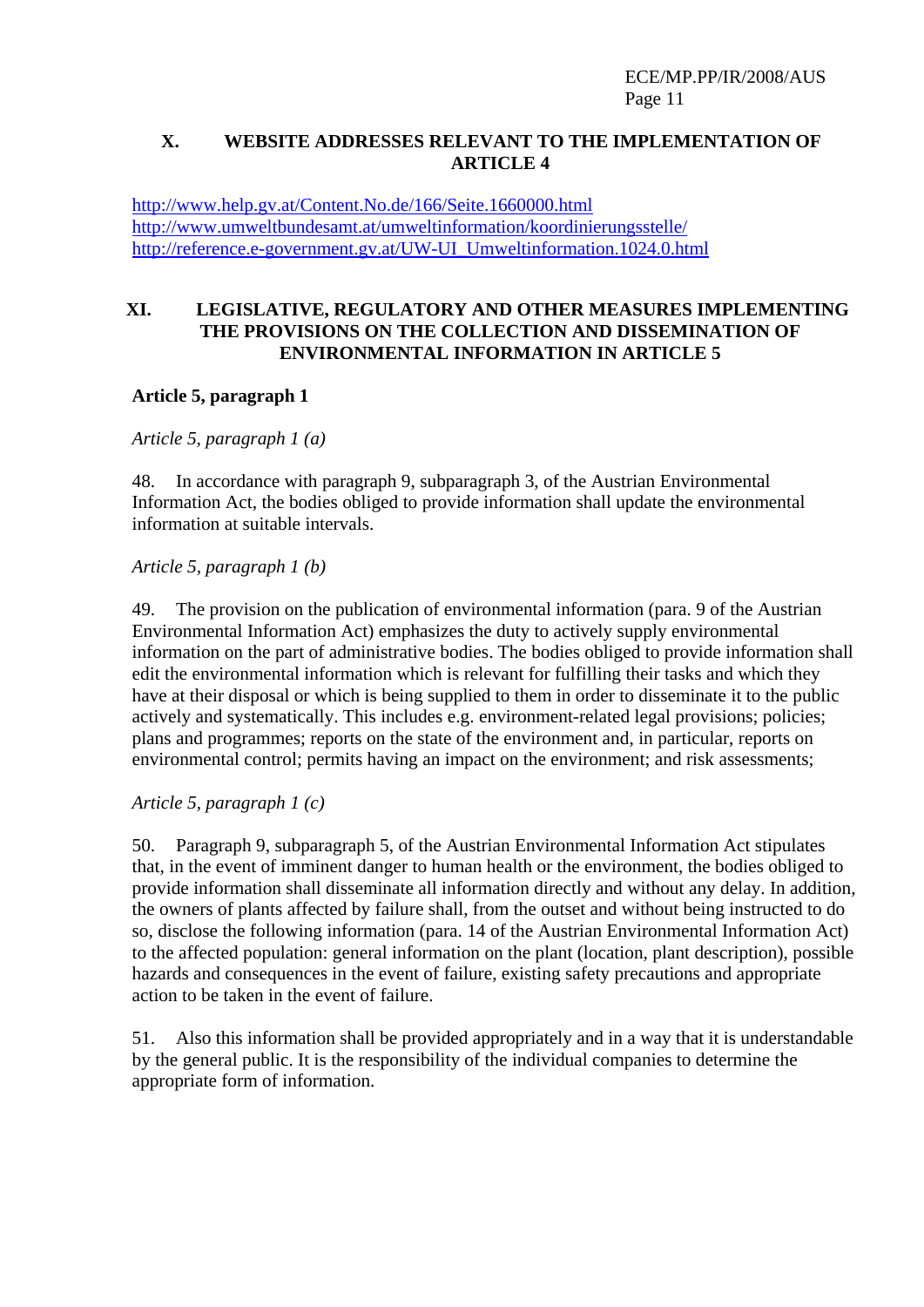## X. WEBSITE ADDRESSES RELEVANT TO THE IMPLEMENTATION OF ARTICLE 4

http://www.help.gv.at/Content.No.de/166/Seite.1660000.html
http://www.umweltbundesamt.at/umweltinformation/koordinierungsstelle/
http://reference.e-government.gv.at/UW-UI_Umweltinformation.1024.0.html

## XI. LEGISLATIVE, REGULATORY AND OTHER MEASURES IMPLEMENTING THE PROVISIONS ON THE COLLECTION AND DISSEMINATION OF ENVIRONMENTAL INFORMATION IN ARTICLE 5

**Article 5, paragraph 1**

*Article 5, paragraph 1 (a)*

48. In accordance with paragraph 9, subparagraph 3, of the Austrian Environmental Information Act, the bodies obliged to provide information shall update the environmental information at suitable intervals.

*Article 5, paragraph 1 (b)*

49. The provision on the publication of environmental information (para. 9 of the Austrian Environmental Information Act) emphasizes the duty to actively supply environmental information on the part of administrative bodies. The bodies obliged to provide information shall edit the environmental information which is relevant for fulfilling their tasks and which they have at their disposal or which is being supplied to them in order to disseminate it to the public actively and systematically. This includes e.g. environment-related legal provisions; policies; plans and programmes; reports on the state of the environment and, in particular, reports on environmental control; permits having an impact on the environment; and risk assessments;

*Article 5, paragraph 1 (c)*

50. Paragraph 9, subparagraph 5, of the Austrian Environmental Information Act stipulates that, in the event of imminent danger to human health or the environment, the bodies obliged to provide information shall disseminate all information directly and without any delay. In addition, the owners of plants affected by failure shall, from the outset and without being instructed to do so, disclose the following information (para. 14 of the Austrian Environmental Information Act) to the affected population: general information on the plant (location, plant description), possible hazards and consequences in the event of failure, existing safety precautions and appropriate action to be taken in the event of failure.

51. Also this information shall be provided appropriately and in a way that it is understandable by the general public. It is the responsibility of the individual companies to determine the appropriate form of information.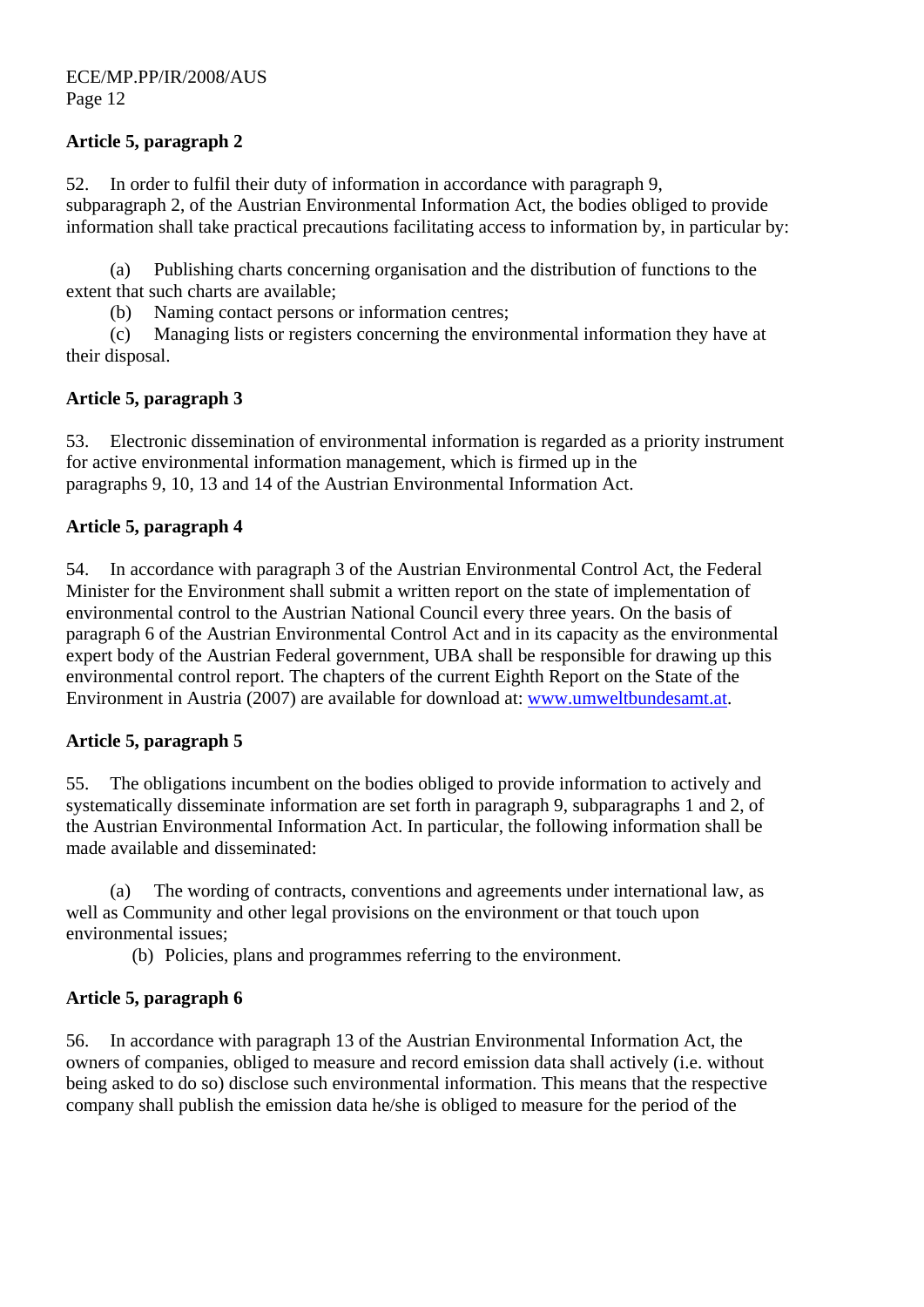**Article 5, paragraph 2**

52. In order to fulfil their duty of information in accordance with paragraph 9, subparagraph 2, of the Austrian Environmental Information Act, the bodies obliged to provide information shall take practical precautions facilitating access to information by, in particular by:

(a) Publishing charts concerning organisation and the distribution of functions to the extent that such charts are available;
(b) Naming contact persons or information centres;
(c) Managing lists or registers concerning the environmental information they have at their disposal.

**Article 5, paragraph 3**

53. Electronic dissemination of environmental information is regarded as a priority instrument for active environmental information management, which is firmed up in the paragraphs 9, 10, 13 and 14 of the Austrian Environmental Information Act.

**Article 5, paragraph 4**

54. In accordance with paragraph 3 of the Austrian Environmental Control Act, the Federal Minister for the Environment shall submit a written report on the state of implementation of environmental control to the Austrian National Council every three years. On the basis of paragraph 6 of the Austrian Environmental Control Act and in its capacity as the environmental expert body of the Austrian Federal government, UBA shall be responsible for drawing up this environmental control report. The chapters of the current Eighth Report on the State of the Environment in Austria (2007) are available for download at: www.umweltbundesamt.at.

**Article 5, paragraph 5**

55. The obligations incumbent on the bodies obliged to provide information to actively and systematically disseminate information are set forth in paragraph 9, subparagraphs 1 and 2, of the Austrian Environmental Information Act. In particular, the following information shall be made available and disseminated:

(a) The wording of contracts, conventions and agreements under international law, as well as Community and other legal provisions on the environment or that touch upon environmental issues;
(b) Policies, plans and programmes referring to the environment.

**Article 5, paragraph 6**

56. In accordance with paragraph 13 of the Austrian Environmental Information Act, the owners of companies, obliged to measure and record emission data shall actively (i.e. without being asked to do so) disclose such environmental information. This means that the respective company shall publish the emission data he/she is obliged to measure for the period of the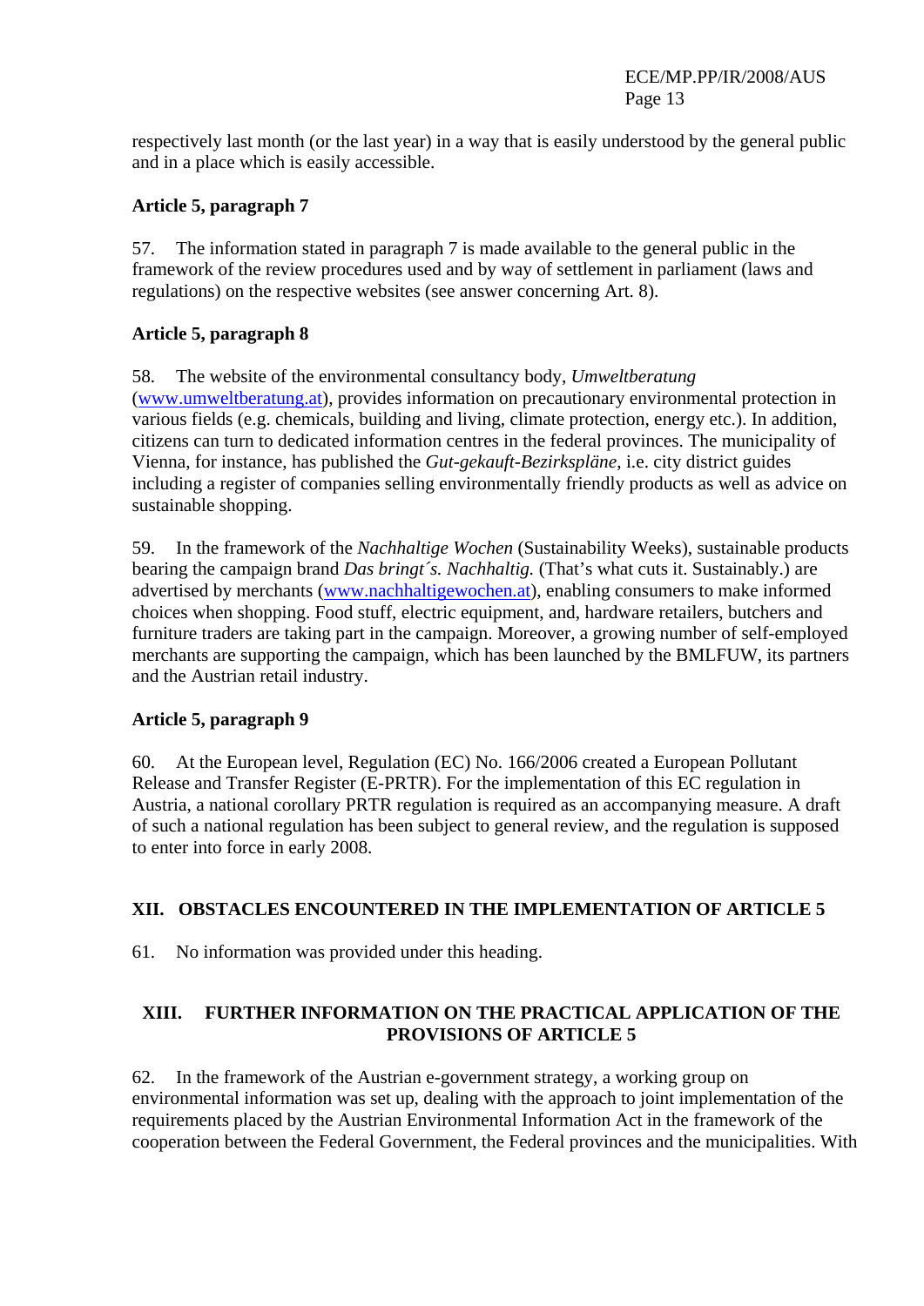respectively last month (or the last year) in a way that is easily understood by the general public and in a place which is easily accessible.

**Article 5, paragraph 7**

57. The information stated in paragraph 7 is made available to the general public in the framework of the review procedures used and by way of settlement in parliament (laws and regulations) on the respective websites (see answer concerning Art. 8).

**Article 5, paragraph 8**

58. The website of the environmental consultancy body, *Umweltberatung* (www.umweltberatung.at), provides information on precautionary environmental protection in various fields (e.g. chemicals, building and living, climate protection, energy etc.). In addition, citizens can turn to dedicated information centres in the federal provinces. The municipality of Vienna, for instance, has published the *Gut-gekauft-Bezirkspläne*, i.e. city district guides including a register of companies selling environmentally friendly products as well as advice on sustainable shopping.

59. In the framework of the *Nachhaltige Wochen* (Sustainability Weeks), sustainable products bearing the campaign brand *Das bringt´s. Nachhaltig.* (That's what cuts it. Sustainably.) are advertised by merchants (www.nachhaltigewochen.at), enabling consumers to make informed choices when shopping. Food stuff, electric equipment, and, hardware retailers, butchers and furniture traders are taking part in the campaign. Moreover, a growing number of self-employed merchants are supporting the campaign, which has been launched by the BMLFUW, its partners and the Austrian retail industry.

**Article 5, paragraph 9**

60. At the European level, Regulation (EC) No. 166/2006 created a European Pollutant Release and Transfer Register (E-PRTR). For the implementation of this EC regulation in Austria, a national corollary PRTR regulation is required as an accompanying measure. A draft of such a national regulation has been subject to general review, and the regulation is supposed to enter into force in early 2008.

## XII. OBSTACLES ENCOUNTERED IN THE IMPLEMENTATION OF ARTICLE 5

61. No information was provided under this heading.

## XIII. FURTHER INFORMATION ON THE PRACTICAL APPLICATION OF THE PROVISIONS OF ARTICLE 5

62. In the framework of the Austrian e-government strategy, a working group on environmental information was set up, dealing with the approach to joint implementation of the requirements placed by the Austrian Environmental Information Act in the framework of the cooperation between the Federal Government, the Federal provinces and the municipalities. With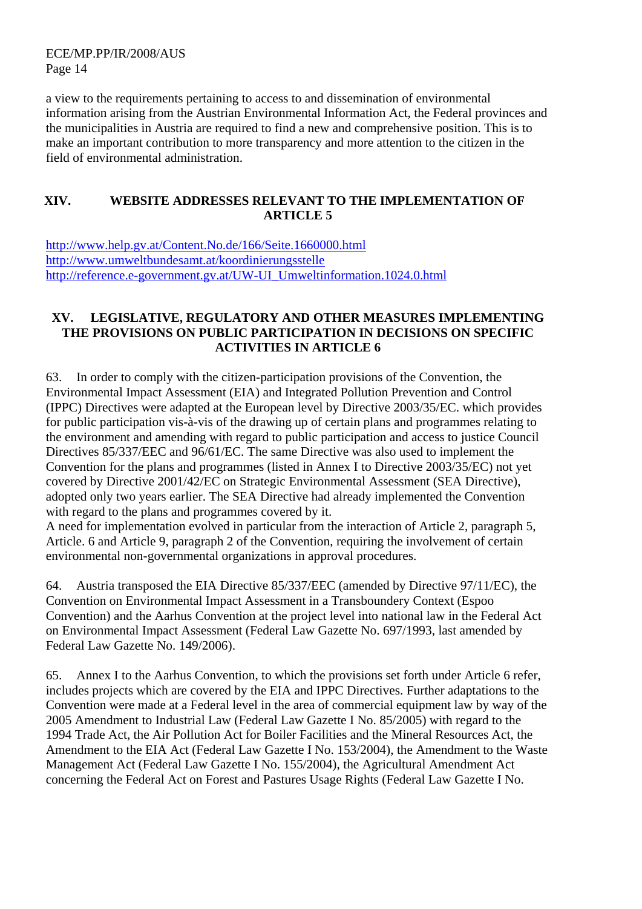a view to the requirements pertaining to access to and dissemination of environmental information arising from the Austrian Environmental Information Act, the Federal provinces and the municipalities in Austria are required to find a new and comprehensive position. This is to make an important contribution to more transparency and more attention to the citizen in the field of environmental administration.

## XIV. WEBSITE ADDRESSES RELEVANT TO THE IMPLEMENTATION OF ARTICLE 5

http://www.help.gv.at/Content.No.de/166/Seite.1660000.html
http://www.umweltbundesamt.at/koordinierungsstelle
http://reference.e-government.gv.at/UW-UI_Umweltinformation.1024.0.html

## XV. LEGISLATIVE, REGULATORY AND OTHER MEASURES IMPLEMENTING THE PROVISIONS ON PUBLIC PARTICIPATION IN DECISIONS ON SPECIFIC ACTIVITIES IN ARTICLE 6

63. In order to comply with the citizen-participation provisions of the Convention, the Environmental Impact Assessment (EIA) and Integrated Pollution Prevention and Control (IPPC) Directives were adapted at the European level by Directive 2003/35/EC. which provides for public participation vis-à-vis of the drawing up of certain plans and programmes relating to the environment and amending with regard to public participation and access to justice Council Directives 85/337/EEC and 96/61/EC. The same Directive was also used to implement the Convention for the plans and programmes (listed in Annex I to Directive 2003/35/EC) not yet covered by Directive 2001/42/EC on Strategic Environmental Assessment (SEA Directive), adopted only two years earlier. The SEA Directive had already implemented the Convention with regard to the plans and programmes covered by it.
A need for implementation evolved in particular from the interaction of Article 2, paragraph 5, Article. 6 and Article 9, paragraph 2 of the Convention, requiring the involvement of certain environmental non-governmental organizations in approval procedures.

64. Austria transposed the EIA Directive 85/337/EEC (amended by Directive 97/11/EC), the Convention on Environmental Impact Assessment in a Transboundery Context (Espoo Convention) and the Aarhus Convention at the project level into national law in the Federal Act on Environmental Impact Assessment (Federal Law Gazette No. 697/1993, last amended by Federal Law Gazette No. 149/2006).

65. Annex I to the Aarhus Convention, to which the provisions set forth under Article 6 refer, includes projects which are covered by the EIA and IPPC Directives. Further adaptations to the Convention were made at a Federal level in the area of commercial equipment law by way of the 2005 Amendment to Industrial Law (Federal Law Gazette I No. 85/2005) with regard to the 1994 Trade Act, the Air Pollution Act for Boiler Facilities and the Mineral Resources Act, the Amendment to the EIA Act (Federal Law Gazette I No. 153/2004), the Amendment to the Waste Management Act (Federal Law Gazette I No. 155/2004), the Agricultural Amendment Act concerning the Federal Act on Forest and Pastures Usage Rights (Federal Law Gazette I No.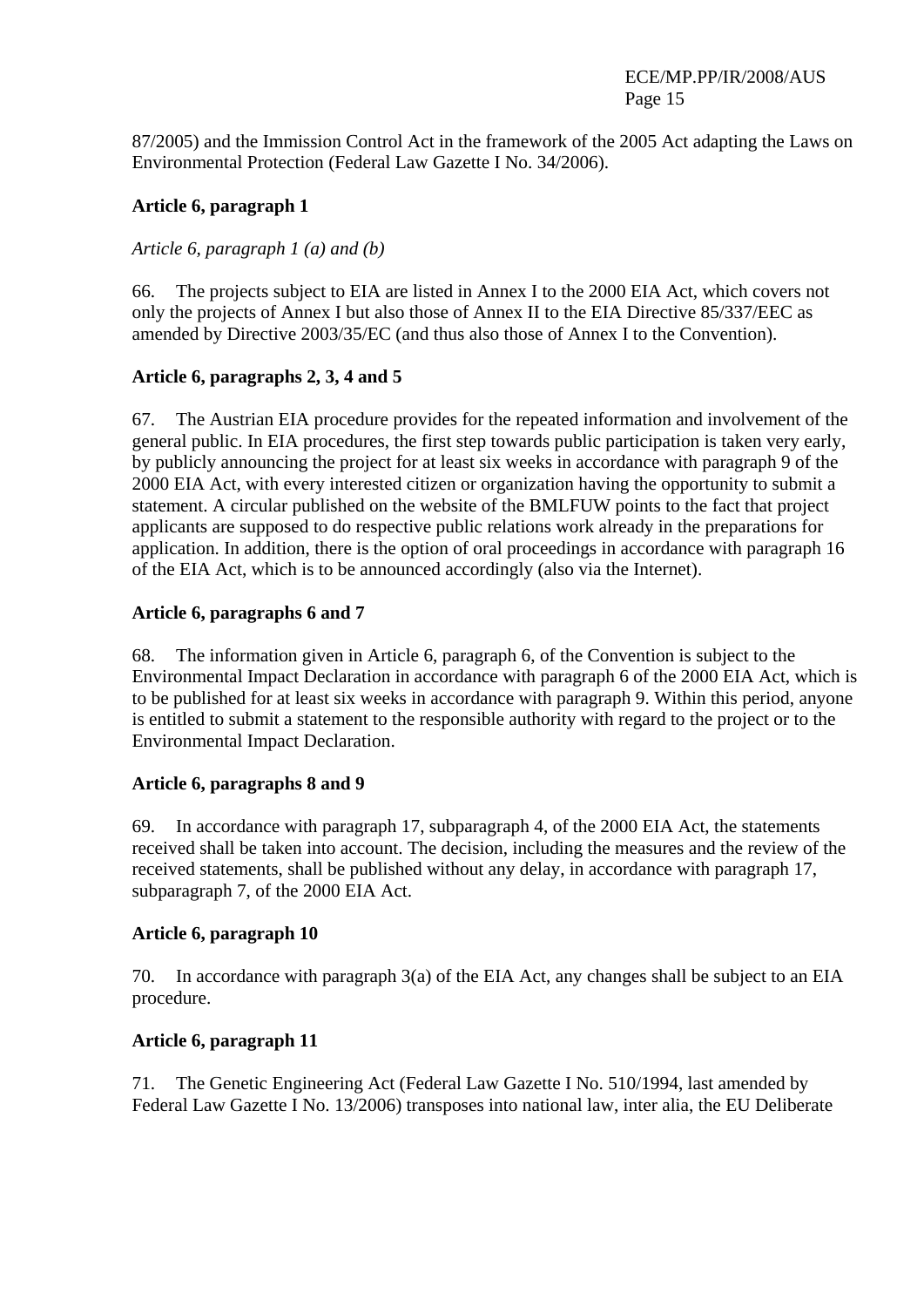87/2005) and the Immission Control Act in the framework of the 2005 Act adapting the Laws on Environmental Protection (Federal Law Gazette I No. 34/2006).

**Article 6, paragraph 1**

*Article 6, paragraph 1 (a) and (b)*

66. The projects subject to EIA are listed in Annex I to the 2000 EIA Act, which covers not only the projects of Annex I but also those of Annex II to the EIA Directive 85/337/EEC as amended by Directive 2003/35/EC (and thus also those of Annex I to the Convention).

**Article 6, paragraphs 2, 3, 4 and 5**

67. The Austrian EIA procedure provides for the repeated information and involvement of the general public. In EIA procedures, the first step towards public participation is taken very early, by publicly announcing the project for at least six weeks in accordance with paragraph 9 of the 2000 EIA Act, with every interested citizen or organization having the opportunity to submit a statement. A circular published on the website of the BMLFUW points to the fact that project applicants are supposed to do respective public relations work already in the preparations for application. In addition, there is the option of oral proceedings in accordance with paragraph 16 of the EIA Act, which is to be announced accordingly (also via the Internet).

**Article 6, paragraphs 6 and 7**

68. The information given in Article 6, paragraph 6, of the Convention is subject to the Environmental Impact Declaration in accordance with paragraph 6 of the 2000 EIA Act, which is to be published for at least six weeks in accordance with paragraph 9. Within this period, anyone is entitled to submit a statement to the responsible authority with regard to the project or to the Environmental Impact Declaration.

**Article 6, paragraphs 8 and 9**

69. In accordance with paragraph 17, subparagraph 4, of the 2000 EIA Act, the statements received shall be taken into account. The decision, including the measures and the review of the received statements, shall be published without any delay, in accordance with paragraph 17, subparagraph 7, of the 2000 EIA Act.

**Article 6, paragraph 10**

70. In accordance with paragraph 3(a) of the EIA Act, any changes shall be subject to an EIA procedure.

**Article 6, paragraph 11**

71. The Genetic Engineering Act (Federal Law Gazette I No. 510/1994, last amended by Federal Law Gazette I No. 13/2006) transposes into national law, inter alia, the EU Deliberate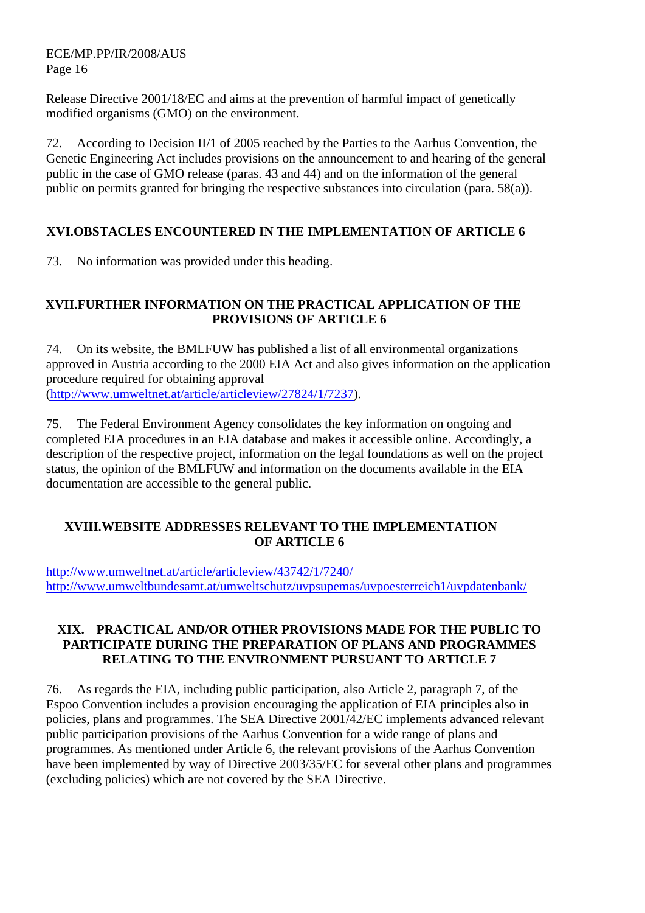Release Directive 2001/18/EC and aims at the prevention of harmful impact of genetically modified organisms (GMO) on the environment.

72. According to Decision II/1 of 2005 reached by the Parties to the Aarhus Convention, the Genetic Engineering Act includes provisions on the announcement to and hearing of the general public in the case of GMO release (paras. 43 and 44) and on the information of the general public on permits granted for bringing the respective substances into circulation (para. 58(a)).

## XVI. OBSTACLES ENCOUNTERED IN THE IMPLEMENTATION OF ARTICLE 6

73. No information was provided under this heading.

## XVII. FURTHER INFORMATION ON THE PRACTICAL APPLICATION OF THE PROVISIONS OF ARTICLE 6

74. On its website, the BMLFUW has published a list of all environmental organizations approved in Austria according to the 2000 EIA Act and also gives information on the application procedure required for obtaining approval (http://www.umweltnet.at/article/articleview/27824/1/7237).

75. The Federal Environment Agency consolidates the key information on ongoing and completed EIA procedures in an EIA database and makes it accessible online. Accordingly, a description of the respective project, information on the legal foundations as well on the project status, the opinion of the BMLFUW and information on the documents available in the EIA documentation are accessible to the general public.

## XVIII. WEBSITE ADDRESSES RELEVANT TO THE IMPLEMENTATION OF ARTICLE 6

http://www.umweltnet.at/article/articleview/43742/1/7240/
http://www.umweltbundesamt.at/umweltschutz/uvpsupemas/uvpoesterreich1/uvpdatenbank/

## XIX. PRACTICAL AND/OR OTHER PROVISIONS MADE FOR THE PUBLIC TO PARTICIPATE DURING THE PREPARATION OF PLANS AND PROGRAMMES RELATING TO THE ENVIRONMENT PURSUANT TO ARTICLE 7

76. As regards the EIA, including public participation, also Article 2, paragraph 7, of the Espoo Convention includes a provision encouraging the application of EIA principles also in policies, plans and programmes. The SEA Directive 2001/42/EC implements advanced relevant public participation provisions of the Aarhus Convention for a wide range of plans and programmes. As mentioned under Article 6, the relevant provisions of the Aarhus Convention have been implemented by way of Directive 2003/35/EC for several other plans and programmes (excluding policies) which are not covered by the SEA Directive.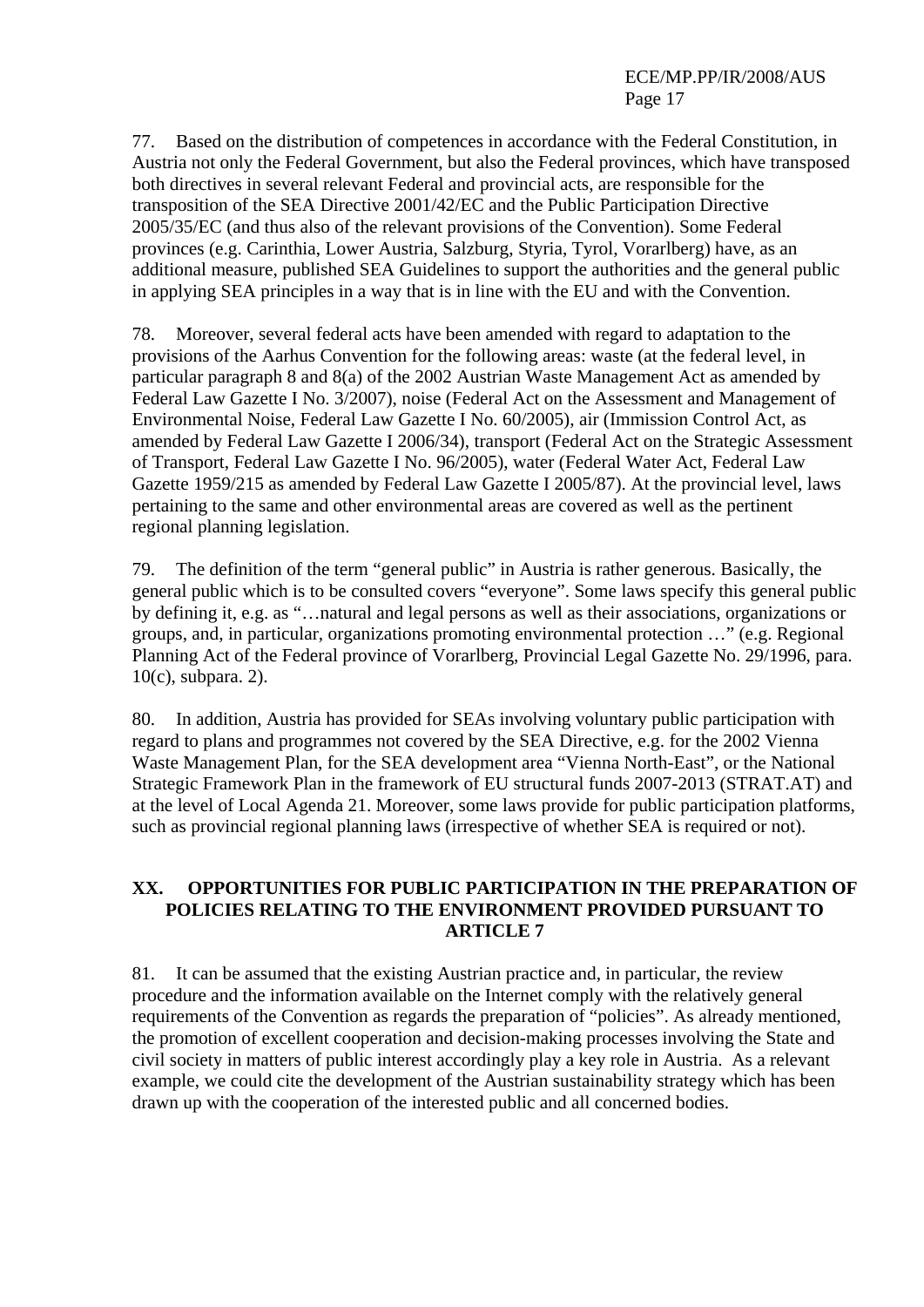77. Based on the distribution of competences in accordance with the Federal Constitution, in Austria not only the Federal Government, but also the Federal provinces, which have transposed both directives in several relevant Federal and provincial acts, are responsible for the transposition of the SEA Directive 2001/42/EC and the Public Participation Directive 2005/35/EC (and thus also of the relevant provisions of the Convention). Some Federal provinces (e.g. Carinthia, Lower Austria, Salzburg, Styria, Tyrol, Vorarlberg) have, as an additional measure, published SEA Guidelines to support the authorities and the general public in applying SEA principles in a way that is in line with the EU and with the Convention.

78. Moreover, several federal acts have been amended with regard to adaptation to the provisions of the Aarhus Convention for the following areas: waste (at the federal level, in particular paragraph 8 and 8(a) of the 2002 Austrian Waste Management Act as amended by Federal Law Gazette I No. 3/2007), noise (Federal Act on the Assessment and Management of Environmental Noise, Federal Law Gazette I No. 60/2005), air (Immission Control Act, as amended by Federal Law Gazette I 2006/34), transport (Federal Act on the Strategic Assessment of Transport, Federal Law Gazette I No. 96/2005), water (Federal Water Act, Federal Law Gazette 1959/215 as amended by Federal Law Gazette I 2005/87). At the provincial level, laws pertaining to the same and other environmental areas are covered as well as the pertinent regional planning legislation.

79. The definition of the term "general public" in Austria is rather generous. Basically, the general public which is to be consulted covers "everyone". Some laws specify this general public by defining it, e.g. as "…natural and legal persons as well as their associations, organizations or groups, and, in particular, organizations promoting environmental protection …" (e.g. Regional Planning Act of the Federal province of Vorarlberg, Provincial Legal Gazette No. 29/1996, para. 10(c), subpara. 2).

80. In addition, Austria has provided for SEAs involving voluntary public participation with regard to plans and programmes not covered by the SEA Directive, e.g. for the 2002 Vienna Waste Management Plan, for the SEA development area "Vienna North-East", or the National Strategic Framework Plan in the framework of EU structural funds 2007-2013 (STRAT.AT) and at the level of Local Agenda 21. Moreover, some laws provide for public participation platforms, such as provincial regional planning laws (irrespective of whether SEA is required or not).

## XX. OPPORTUNITIES FOR PUBLIC PARTICIPATION IN THE PREPARATION OF POLICIES RELATING TO THE ENVIRONMENT PROVIDED PURSUANT TO ARTICLE 7

81. It can be assumed that the existing Austrian practice and, in particular, the review procedure and the information available on the Internet comply with the relatively general requirements of the Convention as regards the preparation of "policies". As already mentioned, the promotion of excellent cooperation and decision-making processes involving the State and civil society in matters of public interest accordingly play a key role in Austria. As a relevant example, we could cite the development of the Austrian sustainability strategy which has been drawn up with the cooperation of the interested public and all concerned bodies.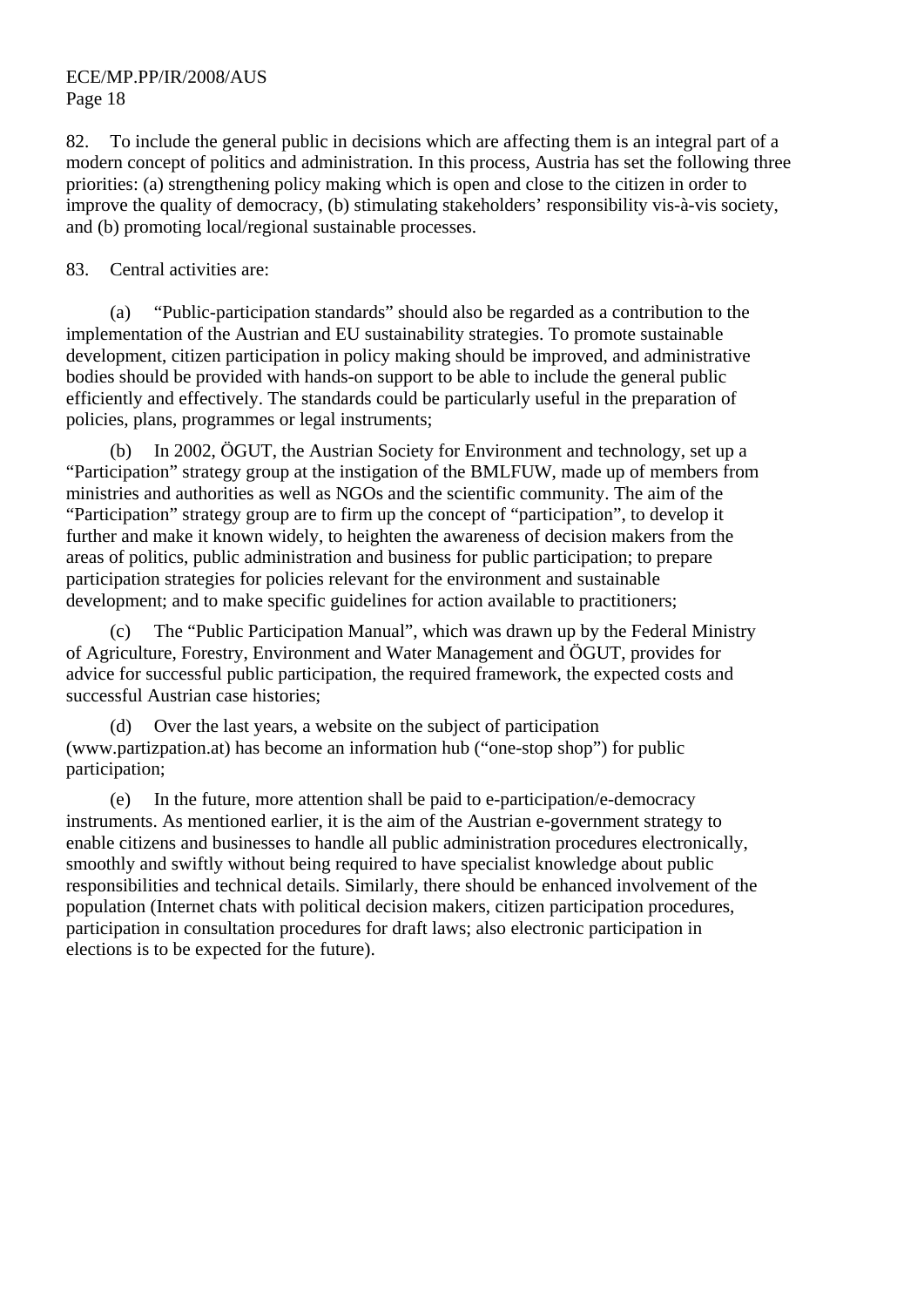82. To include the general public in decisions which are affecting them is an integral part of a modern concept of politics and administration. In this process, Austria has set the following three priorities: (a) strengthening policy making which is open and close to the citizen in order to improve the quality of democracy, (b) stimulating stakeholders' responsibility vis-à-vis society, and (b) promoting local/regional sustainable processes.

83. Central activities are:

(a) "Public-participation standards" should also be regarded as a contribution to the implementation of the Austrian and EU sustainability strategies. To promote sustainable development, citizen participation in policy making should be improved, and administrative bodies should be provided with hands-on support to be able to include the general public efficiently and effectively. The standards could be particularly useful in the preparation of policies, plans, programmes or legal instruments;

(b) In 2002, ÖGUT, the Austrian Society for Environment and technology, set up a "Participation" strategy group at the instigation of the BMLFUW, made up of members from ministries and authorities as well as NGOs and the scientific community. The aim of the "Participation" strategy group are to firm up the concept of "participation", to develop it further and make it known widely, to heighten the awareness of decision makers from the areas of politics, public administration and business for public participation; to prepare participation strategies for policies relevant for the environment and sustainable development; and to make specific guidelines for action available to practitioners;

(c) The "Public Participation Manual", which was drawn up by the Federal Ministry of Agriculture, Forestry, Environment and Water Management and ÖGUT, provides for advice for successful public participation, the required framework, the expected costs and successful Austrian case histories;

(d) Over the last years, a website on the subject of participation (www.partizpation.at) has become an information hub ("one-stop shop") for public participation;

(e) In the future, more attention shall be paid to e-participation/e-democracy instruments. As mentioned earlier, it is the aim of the Austrian e-government strategy to enable citizens and businesses to handle all public administration procedures electronically, smoothly and swiftly without being required to have specialist knowledge about public responsibilities and technical details. Similarly, there should be enhanced involvement of the population (Internet chats with political decision makers, citizen participation procedures, participation in consultation procedures for draft laws; also electronic participation in elections is to be expected for the future).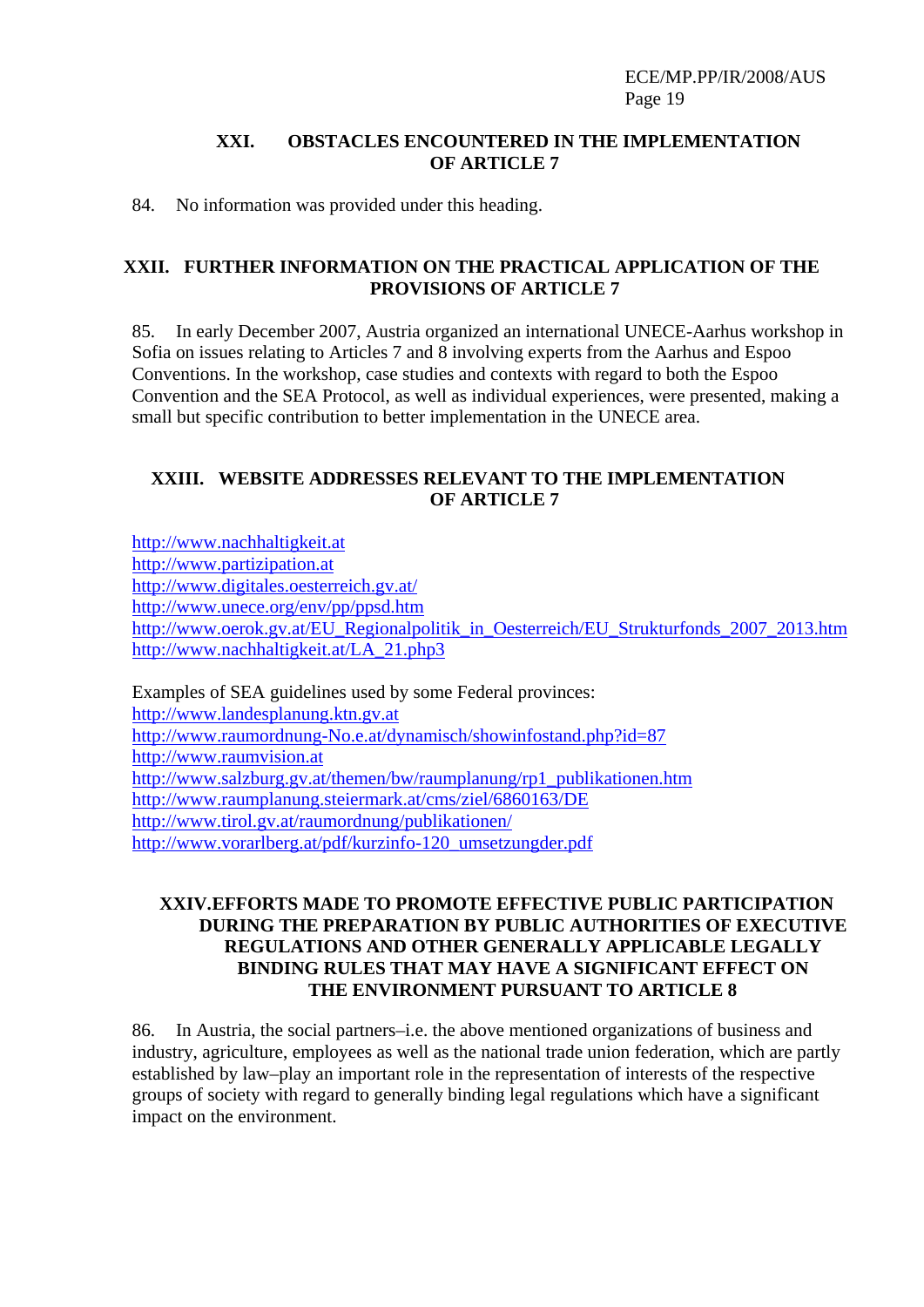## XXI. OBSTACLES ENCOUNTERED IN THE IMPLEMENTATION OF ARTICLE 7

84. No information was provided under this heading.

## XXII. FURTHER INFORMATION ON THE PRACTICAL APPLICATION OF THE PROVISIONS OF ARTICLE 7

85. In early December 2007, Austria organized an international UNECE-Aarhus workshop in Sofia on issues relating to Articles 7 and 8 involving experts from the Aarhus and Espoo Conventions. In the workshop, case studies and contexts with regard to both the Espoo Convention and the SEA Protocol, as well as individual experiences, were presented, making a small but specific contribution to better implementation in the UNECE area.

## XXIII. WEBSITE ADDRESSES RELEVANT TO THE IMPLEMENTATION OF ARTICLE 7

http://www.nachhaltigkeit.at
http://www.partizipation.at
http://www.digitales.oesterreich.gv.at/
http://www.unece.org/env/pp/ppsd.htm
http://www.oerok.gv.at/EU_Regionalpolitik_in_Oesterreich/EU_Strukturfonds_2007_2013.htm
http://www.nachhaltigkeit.at/LA_21.php3

Examples of SEA guidelines used by some Federal provinces:
http://www.landesplanung.ktn.gv.at
http://www.raumordnung-No.e.at/dynamisch/showinfostand.php?id=87
http://www.raumvision.at
http://www.salzburg.gv.at/themen/bw/raumplanung/rp1_publikationen.htm
http://www.raumplanung.steiermark.at/cms/ziel/6860163/DE
http://www.tirol.gv.at/raumordnung/publikationen/
http://www.vorarlberg.at/pdf/kurzinfo-120_umsetzungder.pdf

## XXIV. EFFORTS MADE TO PROMOTE EFFECTIVE PUBLIC PARTICIPATION DURING THE PREPARATION BY PUBLIC AUTHORITIES OF EXECUTIVE REGULATIONS AND OTHER GENERALLY APPLICABLE LEGALLY BINDING RULES THAT MAY HAVE A SIGNIFICANT EFFECT ON THE ENVIRONMENT PURSUANT TO ARTICLE 8

86. In Austria, the social partners–i.e. the above mentioned organizations of business and industry, agriculture, employees as well as the national trade union federation, which are partly established by law–play an important role in the representation of interests of the respective groups of society with regard to generally binding legal regulations which have a significant impact on the environment.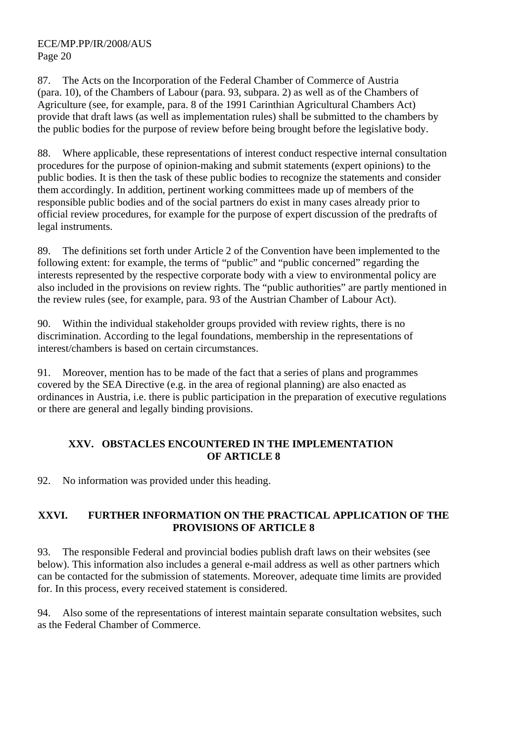87. The Acts on the Incorporation of the Federal Chamber of Commerce of Austria (para. 10), of the Chambers of Labour (para. 93, subpara. 2) as well as of the Chambers of Agriculture (see, for example, para. 8 of the 1991 Carinthian Agricultural Chambers Act) provide that draft laws (as well as implementation rules) shall be submitted to the chambers by the public bodies for the purpose of review before being brought before the legislative body.

88. Where applicable, these representations of interest conduct respective internal consultation procedures for the purpose of opinion-making and submit statements (expert opinions) to the public bodies. It is then the task of these public bodies to recognize the statements and consider them accordingly. In addition, pertinent working committees made up of members of the responsible public bodies and of the social partners do exist in many cases already prior to official review procedures, for example for the purpose of expert discussion of the predrafts of legal instruments.

89. The definitions set forth under Article 2 of the Convention have been implemented to the following extent: for example, the terms of "public" and "public concerned" regarding the interests represented by the respective corporate body with a view to environmental policy are also included in the provisions on review rights. The "public authorities" are partly mentioned in the review rules (see, for example, para. 93 of the Austrian Chamber of Labour Act).

90. Within the individual stakeholder groups provided with review rights, there is no discrimination. According to the legal foundations, membership in the representations of interest/chambers is based on certain circumstances.

91. Moreover, mention has to be made of the fact that a series of plans and programmes covered by the SEA Directive (e.g. in the area of regional planning) are also enacted as ordinances in Austria, i.e. there is public participation in the preparation of executive regulations or there are general and legally binding provisions.

## XXV. OBSTACLES ENCOUNTERED IN THE IMPLEMENTATION OF ARTICLE 8

92. No information was provided under this heading.

## XXVI. FURTHER INFORMATION ON THE PRACTICAL APPLICATION OF THE PROVISIONS OF ARTICLE 8

93. The responsible Federal and provincial bodies publish draft laws on their websites (see below). This information also includes a general e-mail address as well as other partners which can be contacted for the submission of statements. Moreover, adequate time limits are provided for. In this process, every received statement is considered.

94. Also some of the representations of interest maintain separate consultation websites, such as the Federal Chamber of Commerce.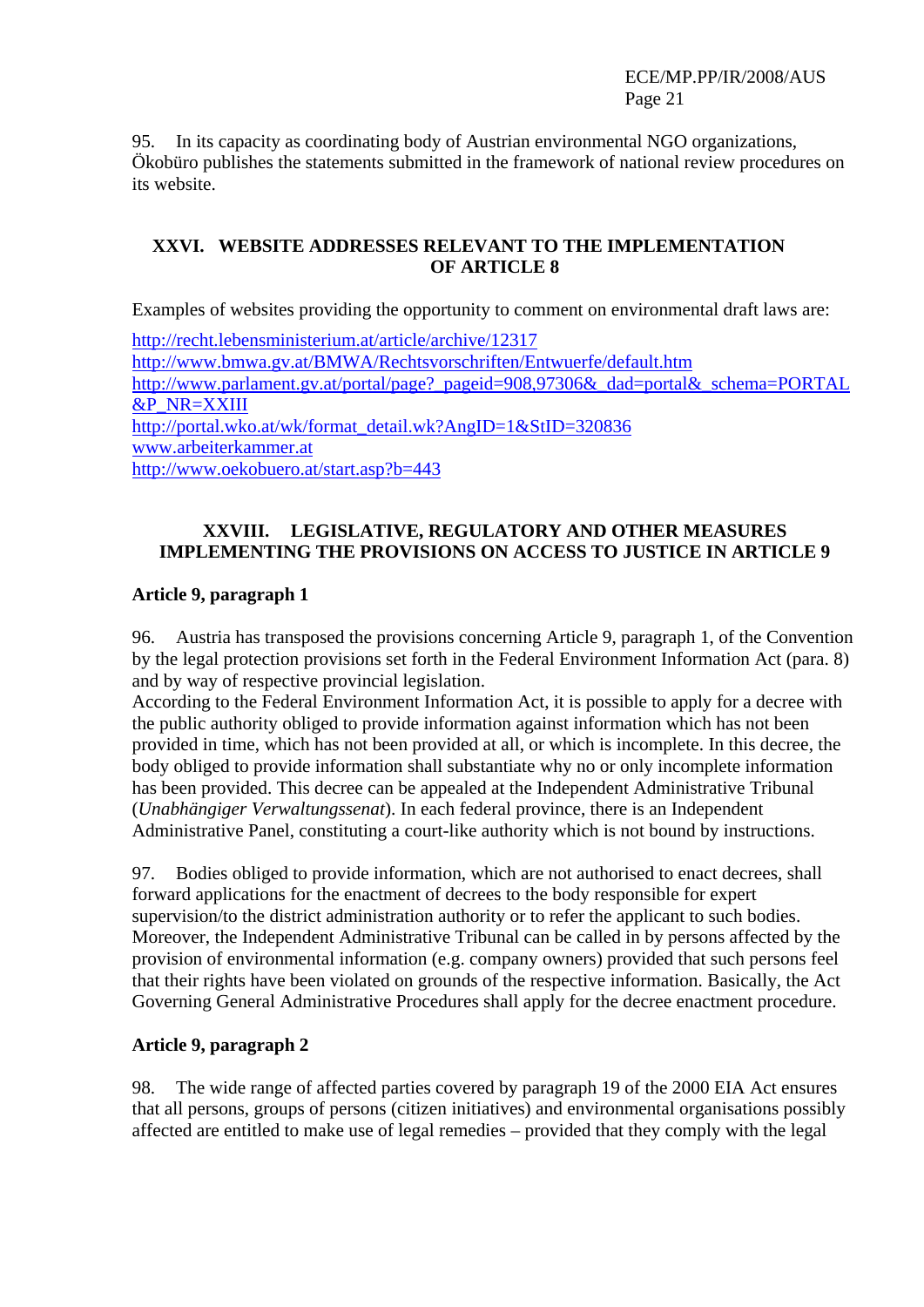95. In its capacity as coordinating body of Austrian environmental NGO organizations, Ökobüro publishes the statements submitted in the framework of national review procedures on its website.

## XXVI. WEBSITE ADDRESSES RELEVANT TO THE IMPLEMENTATION OF ARTICLE 8

Examples of websites providing the opportunity to comment on environmental draft laws are:

http://recht.lebensministerium.at/article/archive/12317
http://www.bmwa.gv.at/BMWA/Rechtsvorschriften/Entwuerfe/default.htm
http://www.parlament.gv.at/portal/page?_pageid=908,97306&_dad=portal&_schema=PORTAL&P_NR=XXIII
http://portal.wko.at/wk/format_detail.wk?AngID=1&StID=320836
www.arbeiterkammer.at
http://www.oekobuero.at/start.asp?b=443

## XXVIII. LEGISLATIVE, REGULATORY AND OTHER MEASURES IMPLEMENTING THE PROVISIONS ON ACCESS TO JUSTICE IN ARTICLE 9

### Article 9, paragraph 1

96. Austria has transposed the provisions concerning Article 9, paragraph 1, of the Convention by the legal protection provisions set forth in the Federal Environment Information Act (para. 8) and by way of respective provincial legislation.
According to the Federal Environment Information Act, it is possible to apply for a decree with the public authority obliged to provide information against information which has not been provided in time, which has not been provided at all, or which is incomplete. In this decree, the body obliged to provide information shall substantiate why no or only incomplete information has been provided. This decree can be appealed at the Independent Administrative Tribunal (*Unabhängiger Verwaltungssenat*). In each federal province, there is an Independent Administrative Panel, constituting a court-like authority which is not bound by instructions.

97. Bodies obliged to provide information, which are not authorised to enact decrees, shall forward applications for the enactment of decrees to the body responsible for expert supervision/to the district administration authority or to refer the applicant to such bodies. Moreover, the Independent Administrative Tribunal can be called in by persons affected by the provision of environmental information (e.g. company owners) provided that such persons feel that their rights have been violated on grounds of the respective information. Basically, the Act Governing General Administrative Procedures shall apply for the decree enactment procedure.

### Article 9, paragraph 2

98. The wide range of affected parties covered by paragraph 19 of the 2000 EIA Act ensures that all persons, groups of persons (citizen initiatives) and environmental organisations possibly affected are entitled to make use of legal remedies – provided that they comply with the legal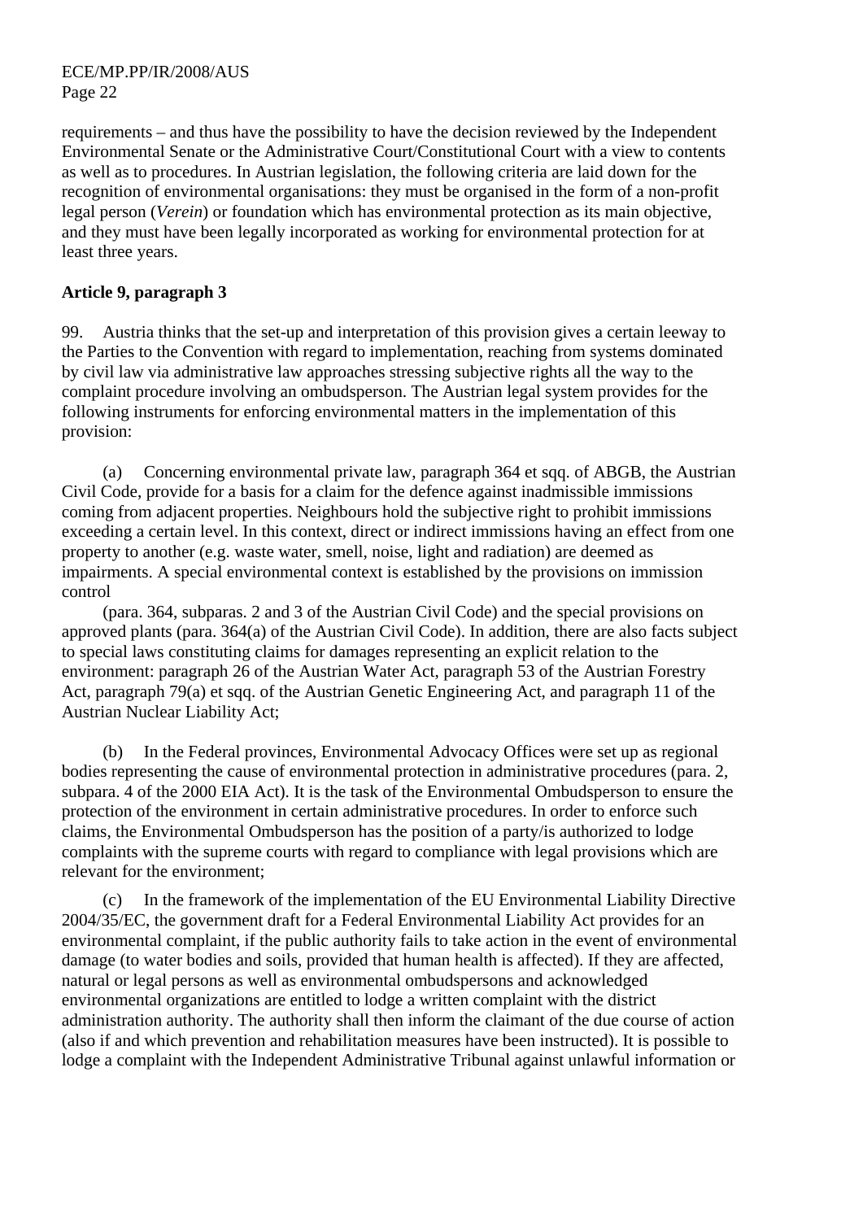requirements – and thus have the possibility to have the decision reviewed by the Independent Environmental Senate or the Administrative Court/Constitutional Court with a view to contents as well as to procedures. In Austrian legislation, the following criteria are laid down for the recognition of environmental organisations: they must be organised in the form of a non-profit legal person (*Verein*) or foundation which has environmental protection as its main objective, and they must have been legally incorporated as working for environmental protection for at least three years.

**Article 9, paragraph 3**

99. Austria thinks that the set-up and interpretation of this provision gives a certain leeway to the Parties to the Convention with regard to implementation, reaching from systems dominated by civil law via administrative law approaches stressing subjective rights all the way to the complaint procedure involving an ombudsperson. The Austrian legal system provides for the following instruments for enforcing environmental matters in the implementation of this provision:

(a) Concerning environmental private law, paragraph 364 et sqq. of ABGB, the Austrian Civil Code, provide for a basis for a claim for the defence against inadmissible immissions coming from adjacent properties. Neighbours hold the subjective right to prohibit immissions exceeding a certain level. In this context, direct or indirect immissions having an effect from one property to another (e.g. waste water, smell, noise, light and radiation) are deemed as impairments. A special environmental context is established by the provisions on immission control

(para. 364, subparas. 2 and 3 of the Austrian Civil Code) and the special provisions on approved plants (para. 364(a) of the Austrian Civil Code). In addition, there are also facts subject to special laws constituting claims for damages representing an explicit relation to the environment: paragraph 26 of the Austrian Water Act, paragraph 53 of the Austrian Forestry Act, paragraph 79(a) et sqq. of the Austrian Genetic Engineering Act, and paragraph 11 of the Austrian Nuclear Liability Act;

(b) In the Federal provinces, Environmental Advocacy Offices were set up as regional bodies representing the cause of environmental protection in administrative procedures (para. 2, subpara. 4 of the 2000 EIA Act). It is the task of the Environmental Ombudsperson to ensure the protection of the environment in certain administrative procedures. In order to enforce such claims, the Environmental Ombudsperson has the position of a party/is authorized to lodge complaints with the supreme courts with regard to compliance with legal provisions which are relevant for the environment;

(c) In the framework of the implementation of the EU Environmental Liability Directive 2004/35/EC, the government draft for a Federal Environmental Liability Act provides for an environmental complaint, if the public authority fails to take action in the event of environmental damage (to water bodies and soils, provided that human health is affected). If they are affected, natural or legal persons as well as environmental ombudspersons and acknowledged environmental organizations are entitled to lodge a written complaint with the district administration authority. The authority shall then inform the claimant of the due course of action (also if and which prevention and rehabilitation measures have been instructed). It is possible to lodge a complaint with the Independent Administrative Tribunal against unlawful information or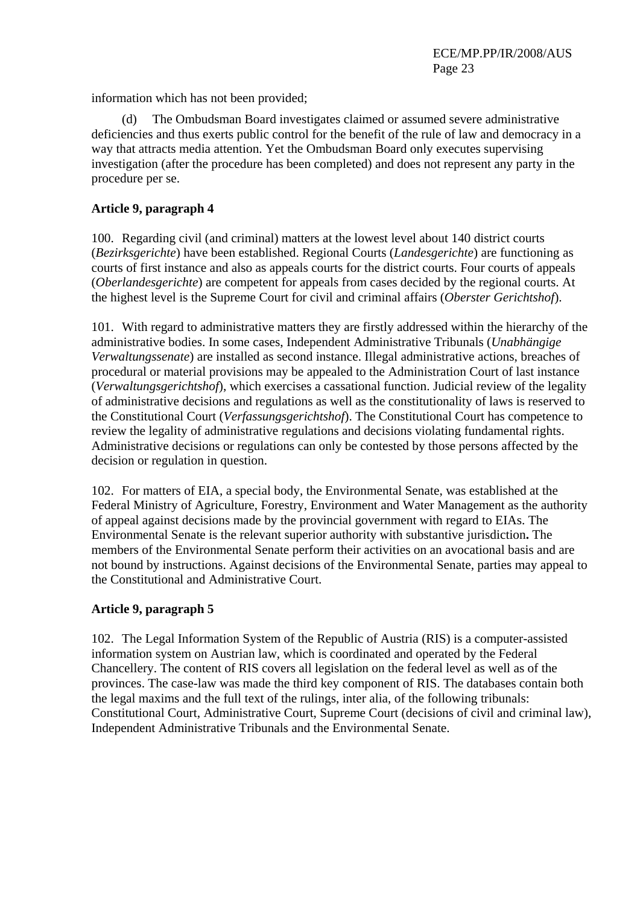information which has not been provided;

(d) The Ombudsman Board investigates claimed or assumed severe administrative deficiencies and thus exerts public control for the benefit of the rule of law and democracy in a way that attracts media attention. Yet the Ombudsman Board only executes supervising investigation (after the procedure has been completed) and does not represent any party in the procedure per se.

**Article 9, paragraph 4**

100. Regarding civil (and criminal) matters at the lowest level about 140 district courts (*Bezirksgerichte*) have been established. Regional Courts (*Landesgerichte*) are functioning as courts of first instance and also as appeals courts for the district courts. Four courts of appeals (*Oberlandesgerichte*) are competent for appeals from cases decided by the regional courts. At the highest level is the Supreme Court for civil and criminal affairs (*Oberster Gerichtshof*).

101. With regard to administrative matters they are firstly addressed within the hierarchy of the administrative bodies. In some cases, Independent Administrative Tribunals (*Unabhängige Verwaltungssenate*) are installed as second instance. Illegal administrative actions, breaches of procedural or material provisions may be appealed to the Administration Court of last instance (*Verwaltungsgerichtshof*), which exercises a cassational function. Judicial review of the legality of administrative decisions and regulations as well as the constitutionality of laws is reserved to the Constitutional Court (*Verfassungsgerichtshof*). The Constitutional Court has competence to review the legality of administrative regulations and decisions violating fundamental rights. Administrative decisions or regulations can only be contested by those persons affected by the decision or regulation in question.

102. For matters of EIA, a special body, the Environmental Senate, was established at the Federal Ministry of Agriculture, Forestry, Environment and Water Management as the authority of appeal against decisions made by the provincial government with regard to EIAs. The Environmental Senate is the relevant superior authority with substantive jurisdiction**.** The members of the Environmental Senate perform their activities on an avocational basis and are not bound by instructions. Against decisions of the Environmental Senate, parties may appeal to the Constitutional and Administrative Court.

**Article 9, paragraph 5**

102. The Legal Information System of the Republic of Austria (RIS) is a computer-assisted information system on Austrian law, which is coordinated and operated by the Federal Chancellery. The content of RIS covers all legislation on the federal level as well as of the provinces. The case-law was made the third key component of RIS. The databases contain both the legal maxims and the full text of the rulings, inter alia, of the following tribunals: Constitutional Court, Administrative Court, Supreme Court (decisions of civil and criminal law), Independent Administrative Tribunals and the Environmental Senate.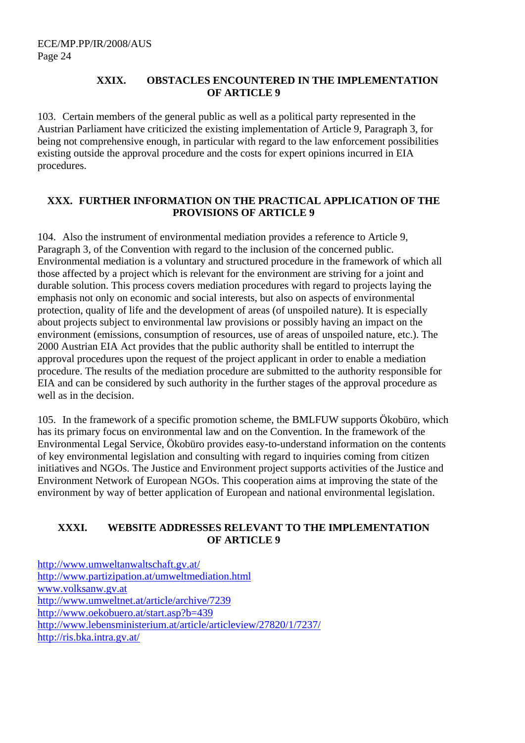## XXIX. OBSTACLES ENCOUNTERED IN THE IMPLEMENTATION OF ARTICLE 9

103. Certain members of the general public as well as a political party represented in the Austrian Parliament have criticized the existing implementation of Article 9, Paragraph 3, for being not comprehensive enough, in particular with regard to the law enforcement possibilities existing outside the approval procedure and the costs for expert opinions incurred in EIA procedures.

## XXX. FURTHER INFORMATION ON THE PRACTICAL APPLICATION OF THE PROVISIONS OF ARTICLE 9

104. Also the instrument of environmental mediation provides a reference to Article 9, Paragraph 3, of the Convention with regard to the inclusion of the concerned public. Environmental mediation is a voluntary and structured procedure in the framework of which all those affected by a project which is relevant for the environment are striving for a joint and durable solution. This process covers mediation procedures with regard to projects laying the emphasis not only on economic and social interests, but also on aspects of environmental protection, quality of life and the development of areas (of unspoiled nature). It is especially about projects subject to environmental law provisions or possibly having an impact on the environment (emissions, consumption of resources, use of areas of unspoiled nature, etc.). The 2000 Austrian EIA Act provides that the public authority shall be entitled to interrupt the approval procedures upon the request of the project applicant in order to enable a mediation procedure. The results of the mediation procedure are submitted to the authority responsible for EIA and can be considered by such authority in the further stages of the approval procedure as well as in the decision.

105. In the framework of a specific promotion scheme, the BMLFUW supports Ökobüro, which has its primary focus on environmental law and on the Convention. In the framework of the Environmental Legal Service, Ökobüro provides easy-to-understand information on the contents of key environmental legislation and consulting with regard to inquiries coming from citizen initiatives and NGOs. The Justice and Environment project supports activities of the Justice and Environment Network of European NGOs. This cooperation aims at improving the state of the environment by way of better application of European and national environmental legislation.

## XXXI. WEBSITE ADDRESSES RELEVANT TO THE IMPLEMENTATION OF ARTICLE 9

http://www.umweltanwaltschaft.gv.at/
http://www.partizipation.at/umweltmediation.html
www.volksanw.gv.at
http://www.umweltnet.at/article/archive/7239
http://www.oekobuero.at/start.asp?b=439
http://www.lebensministerium.at/article/articleview/27820/1/7237/
http://ris.bka.intra.gv.at/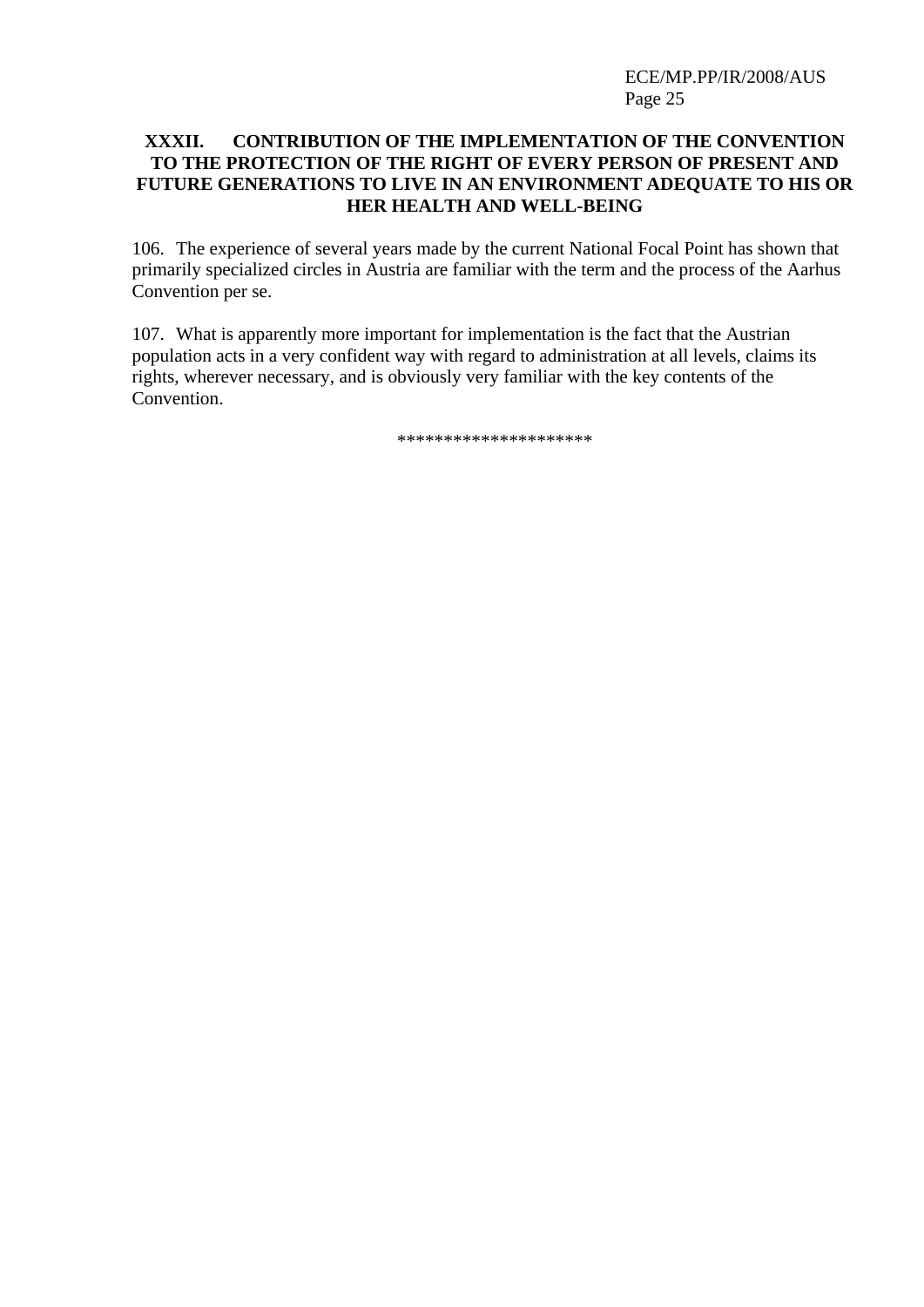## XXXII. CONTRIBUTION OF THE IMPLEMENTATION OF THE CONVENTION TO THE PROTECTION OF THE RIGHT OF EVERY PERSON OF PRESENT AND FUTURE GENERATIONS TO LIVE IN AN ENVIRONMENT ADEQUATE TO HIS OR HER HEALTH AND WELL-BEING

106. The experience of several years made by the current National Focal Point has shown that primarily specialized circles in Austria are familiar with the term and the process of the Aarhus Convention per se.

107. What is apparently more important for implementation is the fact that the Austrian population acts in a very confident way with regard to administration at all levels, claims its rights, wherever necessary, and is obviously very familiar with the key contents of the Convention.

********************